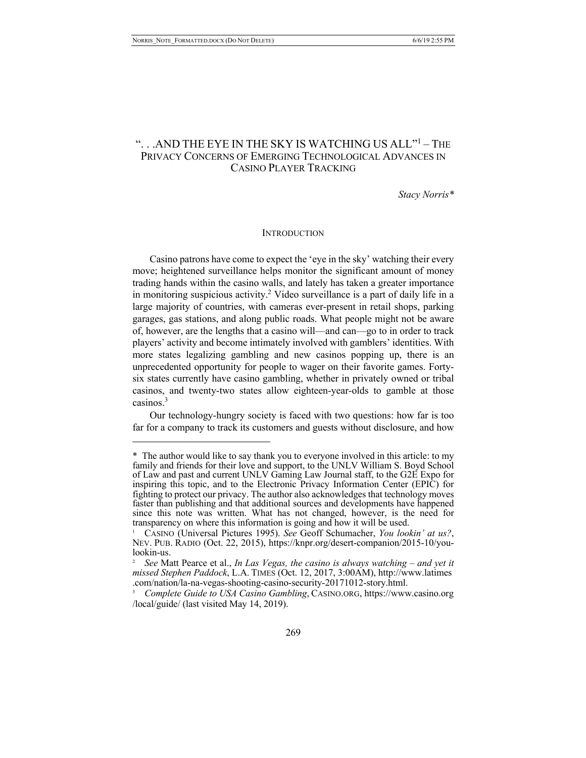# ". . .AND THE EYE IN THE SKY IS WATCHING US ALL"[1] – THE PRIVACY CONCERNS OF EMERGING TECHNOLOGICAL ADVANCES IN CASINO PLAYER TRACKING

*Stacy Norris\**

## INTRODUCTION

Casino patrons have come to expect the 'eye in the sky' watching their every move; heightened surveillance helps monitor the significant amount of money trading hands within the casino walls, and lately has taken a greater importance in monitoring suspicious activity.[2] Video surveillance is a part of daily life in a large majority of countries, with cameras ever-present in retail shops, parking garages, gas stations, and along public roads. What people might not be aware of, however, are the lengths that a casino will—and can—go to in order to track players' activity and become intimately involved with gamblers' identities. With more states legalizing gambling and new casinos popping up, there is an unprecedented opportunity for people to wager on their favorite games. Forty-six states currently have casino gambling, whether in privately owned or tribal casinos, and twenty-two states allow eighteen-year-olds to gamble at those casinos.[3]

Our technology-hungry society is faced with two questions: how far is too far for a company to track its customers and guests without disclosure, and how

---

\* The author would like to say thank you to everyone involved in this article: to my family and friends for their love and support, to the UNLV William S. Boyd School of Law and past and current UNLV Gaming Law Journal staff, to the G2E Expo for inspiring this topic, and to the Electronic Privacy Information Center (EPIC) for fighting to protect our privacy. The author also acknowledges that technology moves faster than publishing and that additional sources and developments have happened since this note was written. What has not changed, however, is the need for transparency on where this information is going and how it will be used.

[1] CASINO (Universal Pictures 1995). *See* Geoff Schumacher, *You lookin' at us?*, NEV. PUB. RADIO (Oct. 22, 2015), https://knpr.org/desert-companion/2015-10/you-lookin-us.

[2] *See* Matt Pearce et al., *In Las Vegas, the casino is always watching – and yet it missed Stephen Paddock*, L.A. TIMES (Oct. 12, 2017, 3:00AM), http://www.latimes.com/nation/la-na-vegas-shooting-casino-security-20171012-story.html.

[3] *Complete Guide to USA Casino Gambling*, CASINO.ORG, https://www.casino.org/local/guide/ (last visited May 14, 2019).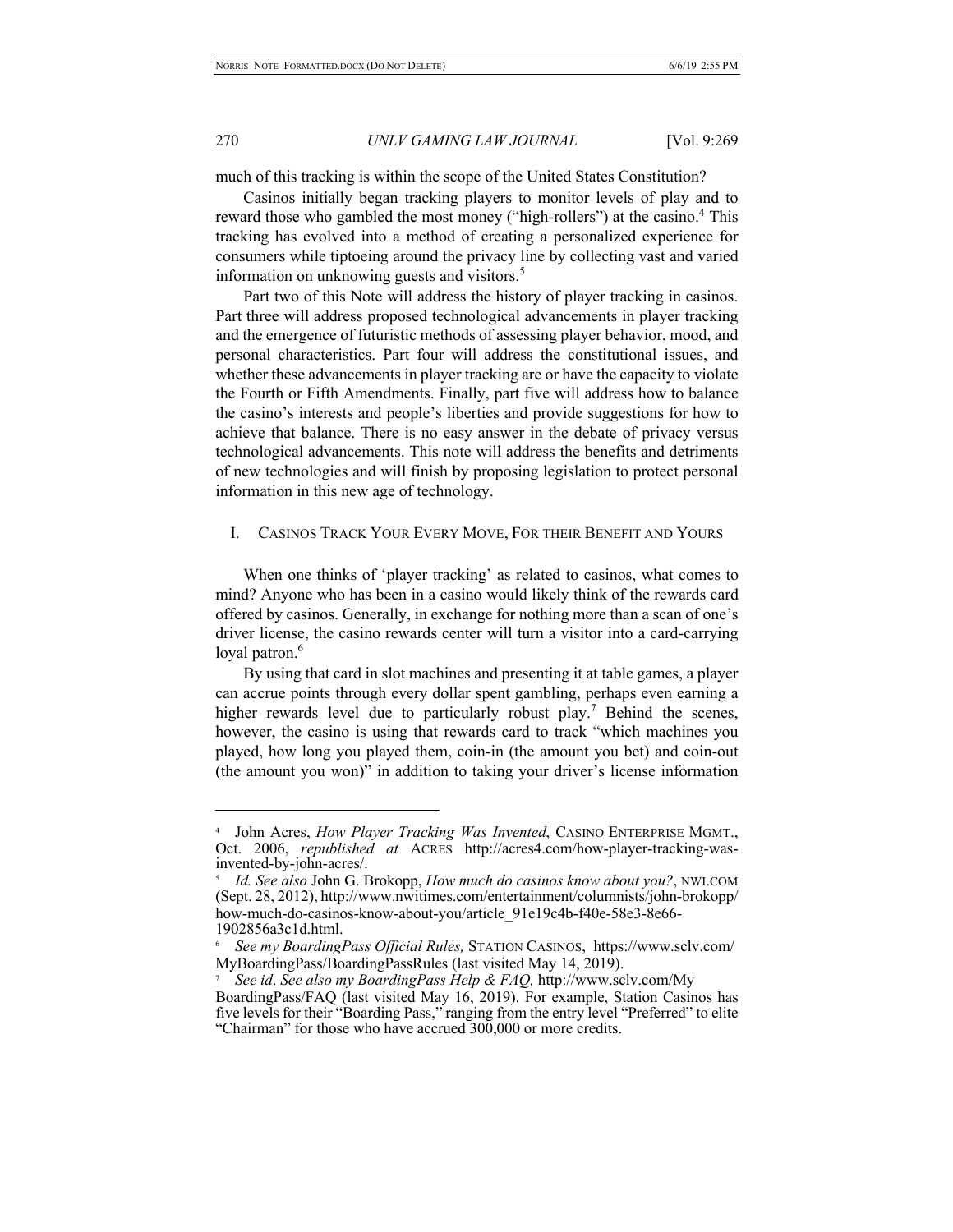much of this tracking is within the scope of the United States Constitution?

Casinos initially began tracking players to monitor levels of play and to reward those who gambled the most money ("high-rollers") at the casino.[4] This tracking has evolved into a method of creating a personalized experience for consumers while tiptoeing around the privacy line by collecting vast and varied information on unknowing guests and visitors.[5]

Part two of this Note will address the history of player tracking in casinos. Part three will address proposed technological advancements in player tracking and the emergence of futuristic methods of assessing player behavior, mood, and personal characteristics. Part four will address the constitutional issues, and whether these advancements in player tracking are or have the capacity to violate the Fourth or Fifth Amendments. Finally, part five will address how to balance the casino's interests and people's liberties and provide suggestions for how to achieve that balance. There is no easy answer in the debate of privacy versus technological advancements. This note will address the benefits and detriments of new technologies and will finish by proposing legislation to protect personal information in this new age of technology.

## I. Casinos Track Your Every Move, For their Benefit and Yours

When one thinks of 'player tracking' as related to casinos, what comes to mind? Anyone who has been in a casino would likely think of the rewards card offered by casinos. Generally, in exchange for nothing more than a scan of one's driver license, the casino rewards center will turn a visitor into a card-carrying loyal patron.[6]

By using that card in slot machines and presenting it at table games, a player can accrue points through every dollar spent gambling, perhaps even earning a higher rewards level due to particularly robust play.[7] Behind the scenes, however, the casino is using that rewards card to track "which machines you played, how long you played them, coin-in (the amount you bet) and coin-out (the amount you won)" in addition to taking your driver's license information

---

[4] John Acres, *How Player Tracking Was Invented*, Casino Enterprise Mgmt., Oct. 2006, *republished at* Acres http://acres4.com/how-player-tracking-was-invented-by-john-acres/.

[5] *Id. See also* John G. Brokopp, *How much do casinos know about you?*, NWI.com (Sept. 28, 2012), http://www.nwitimes.com/entertainment/columnists/john-brokopp/how-much-do-casinos-know-about-you/article_91e19c4b-f40e-58e3-8e66-1902856a3c1d.html.

[6] *See my BoardingPass Official Rules,* Station Casinos, https://www.sclv.com/MyBoardingPass/BoardingPassRules (last visited May 14, 2019).

[7] *See id*. *See also my BoardingPass Help & FAQ,* http://www.sclv.com/MyBoardingPass/FAQ (last visited May 16, 2019). For example, Station Casinos has five levels for their "Boarding Pass," ranging from the entry level "Preferred" to elite "Chairman" for those who have accrued 300,000 or more credits.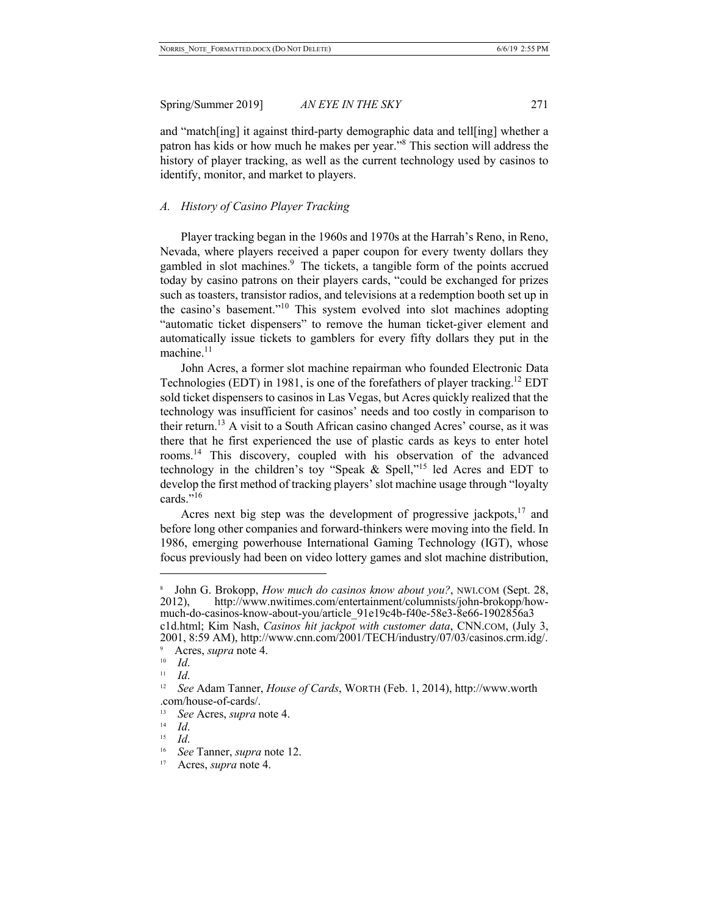and "match[ing] it against third-party demographic data and tell[ing] whether a patron has kids or how much he makes per year."[8] This section will address the history of player tracking, as well as the current technology used by casinos to identify, monitor, and market to players.

### *A. History of Casino Player Tracking*

Player tracking began in the 1960s and 1970s at the Harrah's Reno, in Reno, Nevada, where players received a paper coupon for every twenty dollars they gambled in slot machines.[9] The tickets, a tangible form of the points accrued today by casino patrons on their players cards, "could be exchanged for prizes such as toasters, transistor radios, and televisions at a redemption booth set up in the casino's basement."[10] This system evolved into slot machines adopting "automatic ticket dispensers" to remove the human ticket-giver element and automatically issue tickets to gamblers for every fifty dollars they put in the machine.[11]

John Acres, a former slot machine repairman who founded Electronic Data Technologies (EDT) in 1981, is one of the forefathers of player tracking.[12] EDT sold ticket dispensers to casinos in Las Vegas, but Acres quickly realized that the technology was insufficient for casinos' needs and too costly in comparison to their return.[13] A visit to a South African casino changed Acres' course, as it was there that he first experienced the use of plastic cards as keys to enter hotel rooms.[14] This discovery, coupled with his observation of the advanced technology in the children's toy "Speak & Spell,"[15] led Acres and EDT to develop the first method of tracking players' slot machine usage through "loyalty cards."[16]

Acres next big step was the development of progressive jackpots,[17] and before long other companies and forward-thinkers were moving into the field. In 1986, emerging powerhouse International Gaming Technology (IGT), whose focus previously had been on video lottery games and slot machine distribution,

---

[8] John G. Brokopp, *How much do casinos know about you?*, NWI.COM (Sept. 28, 2012), http://www.nwitimes.com/entertainment/columnists/john-brokopp/how-much-do-casinos-know-about-you/article_91e19c4b-f40e-58e3-8e66-1902856a3c1d.html; Kim Nash, *Casinos hit jackpot with customer data*, CNN.COM, (July 3, 2001, 8:59 AM), http://www.cnn.com/2001/TECH/industry/07/03/casinos.crm.idg/.

[9] Acres, *supra* note 4.

[10] *Id*.

[11] *Id*.

[12] *See* Adam Tanner, *House of Cards*, WORTH (Feb. 1, 2014), http://www.worth.com/house-of-cards/.

[13] *See* Acres, *supra* note 4.

[14] *Id*.

[15] *Id*.

[16] *See* Tanner, *supra* note 12.

[17] Acres, *supra* note 4.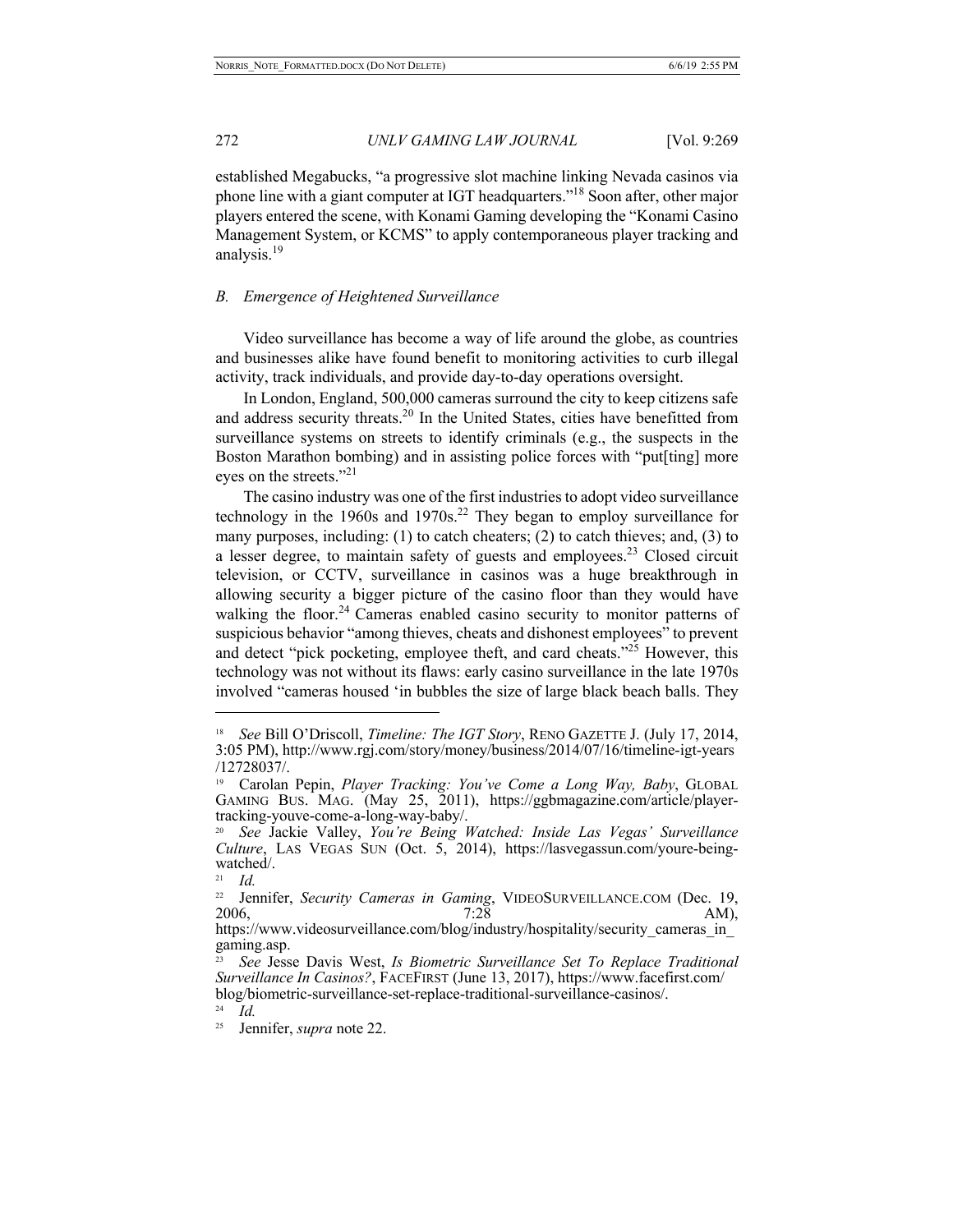established Megabucks, "a progressive slot machine linking Nevada casinos via phone line with a giant computer at IGT headquarters."[18] Soon after, other major players entered the scene, with Konami Gaming developing the "Konami Casino Management System, or KCMS" to apply contemporaneous player tracking and analysis.[19]

### *B. Emergence of Heightened Surveillance*

Video surveillance has become a way of life around the globe, as countries and businesses alike have found benefit to monitoring activities to curb illegal activity, track individuals, and provide day-to-day operations oversight.

In London, England, 500,000 cameras surround the city to keep citizens safe and address security threats.[20] In the United States, cities have benefitted from surveillance systems on streets to identify criminals (e.g., the suspects in the Boston Marathon bombing) and in assisting police forces with "put[ting] more eyes on the streets."[21]

The casino industry was one of the first industries to adopt video surveillance technology in the 1960s and 1970s.[22] They began to employ surveillance for many purposes, including: (1) to catch cheaters; (2) to catch thieves; and, (3) to a lesser degree, to maintain safety of guests and employees.[23] Closed circuit television, or CCTV, surveillance in casinos was a huge breakthrough in allowing security a bigger picture of the casino floor than they would have walking the floor.[24] Cameras enabled casino security to monitor patterns of suspicious behavior "among thieves, cheats and dishonest employees" to prevent and detect "pick pocketing, employee theft, and card cheats."[25] However, this technology was not without its flaws: early casino surveillance in the late 1970s involved "cameras housed 'in bubbles the size of large black beach balls. They

---

[18] *See* Bill O'Driscoll, *Timeline: The IGT Story*, RENO GAZETTE J. (July 17, 2014, 3:05 PM), http://www.rgj.com/story/money/business/2014/07/16/timeline-igt-years/12728037/.

[19] Carolan Pepin, *Player Tracking: You've Come a Long Way, Baby*, GLOBAL GAMING BUS. MAG. (May 25, 2011), https://ggbmagazine.com/article/player-tracking-youve-come-a-long-way-baby/.

[20] *See* Jackie Valley, *You're Being Watched: Inside Las Vegas' Surveillance Culture*, LAS VEGAS SUN (Oct. 5, 2014), https://lasvegassun.com/youre-being-watched/.

[21] *Id.*

[22] Jennifer, *Security Cameras in Gaming*, VIDEOSURVEILLANCE.COM (Dec. 19, 2006, 7:28 AM), https://www.videosurveillance.com/blog/industry/hospitality/security_cameras_in_gaming.asp.

[23] *See* Jesse Davis West, *Is Biometric Surveillance Set To Replace Traditional Surveillance In Casinos?*, FACEFIRST (June 13, 2017), https://www.facefirst.com/blog/biometric-surveillance-set-replace-traditional-surveillance-casinos/.

[24] *Id.*

[25] Jennifer, *supra* note 22.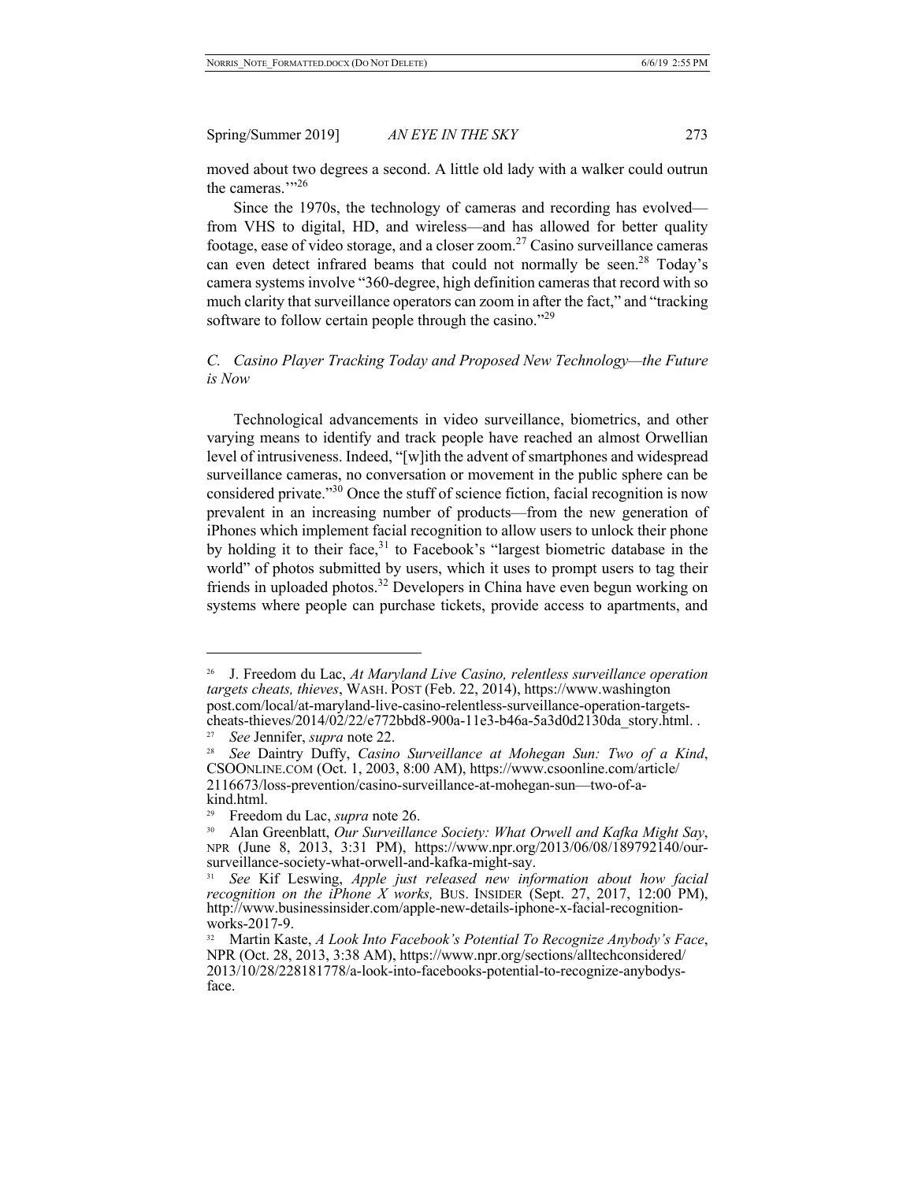moved about two degrees a second. A little old lady with a walker could outrun the cameras.'"[26]

Since the 1970s, the technology of cameras and recording has evolved—from VHS to digital, HD, and wireless—and has allowed for better quality footage, ease of video storage, and a closer zoom.[27] Casino surveillance cameras can even detect infrared beams that could not normally be seen.[28] Today's camera systems involve "360-degree, high definition cameras that record with so much clarity that surveillance operators can zoom in after the fact," and "tracking software to follow certain people through the casino."[29]

### *C. Casino Player Tracking Today and Proposed New Technology—the Future is Now*

Technological advancements in video surveillance, biometrics, and other varying means to identify and track people have reached an almost Orwellian level of intrusiveness. Indeed, "[w]ith the advent of smartphones and widespread surveillance cameras, no conversation or movement in the public sphere can be considered private."[30] Once the stuff of science fiction, facial recognition is now prevalent in an increasing number of products—from the new generation of iPhones which implement facial recognition to allow users to unlock their phone by holding it to their face,[31] to Facebook's "largest biometric database in the world" of photos submitted by users, which it uses to prompt users to tag their friends in uploaded photos.[32] Developers in China have even begun working on systems where people can purchase tickets, provide access to apartments, and

---

[26] J. Freedom du Lac, *At Maryland Live Casino, relentless surveillance operation targets cheats, thieves*, WASH. POST (Feb. 22, 2014), https://www.washingtonpost.com/local/at-maryland-live-casino-relentless-surveillance-operation-targets-cheats-thieves/2014/02/22/e772bbd8-900a-11e3-b46a-5a3d0d2130da_story.html. .

[27] *See* Jennifer, *supra* note 22.

[28] *See* Daintry Duffy, *Casino Surveillance at Mohegan Sun: Two of a Kind*, CSOONLINE.COM (Oct. 1, 2003, 8:00 AM), https://www.csoonline.com/article/2116673/loss-prevention/casino-surveillance-at-mohegan-sun—two-of-a-kind.html.

[29] Freedom du Lac, *supra* note 26.

[30] Alan Greenblatt, *Our Surveillance Society: What Orwell and Kafka Might Say*, NPR (June 8, 2013, 3:31 PM), https://www.npr.org/2013/06/08/189792140/our-surveillance-society-what-orwell-and-kafka-might-say.

[31] *See* Kif Leswing, *Apple just released new information about how facial recognition on the iPhone X works,* BUS. INSIDER (Sept. 27, 2017, 12:00 PM), http://www.businessinsider.com/apple-new-details-iphone-x-facial-recognition-works-2017-9.

[32] Martin Kaste, *A Look Into Facebook's Potential To Recognize Anybody's Face*, NPR (Oct. 28, 2013, 3:38 AM), https://www.npr.org/sections/alltechconsidered/2013/10/28/228181778/a-look-into-facebooks-potential-to-recognize-anybodys-face.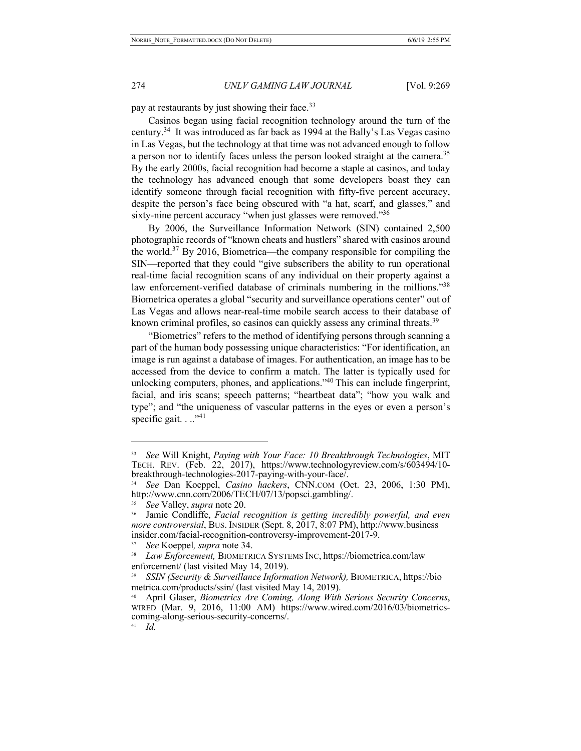pay at restaurants by just showing their face.[33]

Casinos began using facial recognition technology around the turn of the century.[34] It was introduced as far back as 1994 at the Bally's Las Vegas casino in Las Vegas, but the technology at that time was not advanced enough to follow a person nor to identify faces unless the person looked straight at the camera.[35] By the early 2000s, facial recognition had become a staple at casinos, and today the technology has advanced enough that some developers boast they can identify someone through facial recognition with fifty-five percent accuracy, despite the person's face being obscured with "a hat, scarf, and glasses," and sixty-nine percent accuracy "when just glasses were removed."[36]

By 2006, the Surveillance Information Network (SIN) contained 2,500 photographic records of "known cheats and hustlers" shared with casinos around the world.[37] By 2016, Biometrica—the company responsible for compiling the SIN—reported that they could "give subscribers the ability to run operational real-time facial recognition scans of any individual on their property against a law enforcement-verified database of criminals numbering in the millions."[38] Biometrica operates a global "security and surveillance operations center" out of Las Vegas and allows near-real-time mobile search access to their database of known criminal profiles, so casinos can quickly assess any criminal threats.[39]

"Biometrics" refers to the method of identifying persons through scanning a part of the human body possessing unique characteristics: "For identification, an image is run against a database of images. For authentication, an image has to be accessed from the device to confirm a match. The latter is typically used for unlocking computers, phones, and applications."[40] This can include fingerprint, facial, and iris scans; speech patterns; "heartbeat data"; "how you walk and type"; and "the uniqueness of vascular patterns in the eyes or even a person's specific gait. . .."[41]

---

[33] *See* Will Knight, *Paying with Your Face: 10 Breakthrough Technologies*, MIT TECH. REV. (Feb. 22, 2017), https://www.technologyreview.com/s/603494/10-breakthrough-technologies-2017-paying-with-your-face/.

[34] *See* Dan Koeppel, *Casino hackers*, CNN.COM (Oct. 23, 2006, 1:30 PM), http://www.cnn.com/2006/TECH/07/13/popsci.gambling/.

[35] *See* Valley, *supra* note 20.

[36] Jamie Condliffe, *Facial recognition is getting incredibly powerful, and even more controversial*, BUS. INSIDER (Sept. 8, 2017, 8:07 PM), http://www.businessinsider.com/facial-recognition-controversy-improvement-2017-9.

[37] *See* Koeppel*, supra* note 34.

[38] *Law Enforcement,* BIOMETRICA SYSTEMS INC, https://biometrica.com/law enforcement/ (last visited May 14, 2019).

[39] *SSIN (Security & Surveillance Information Network),* BIOMETRICA, https://biometrica.com/products/ssin/ (last visited May 14, 2019).

[40] April Glaser, *Biometrics Are Coming, Along With Serious Security Concerns*, WIRED (Mar. 9, 2016, 11:00 AM) https://www.wired.com/2016/03/biometrics-coming-along-serious-security-concerns/.

[41] *Id.*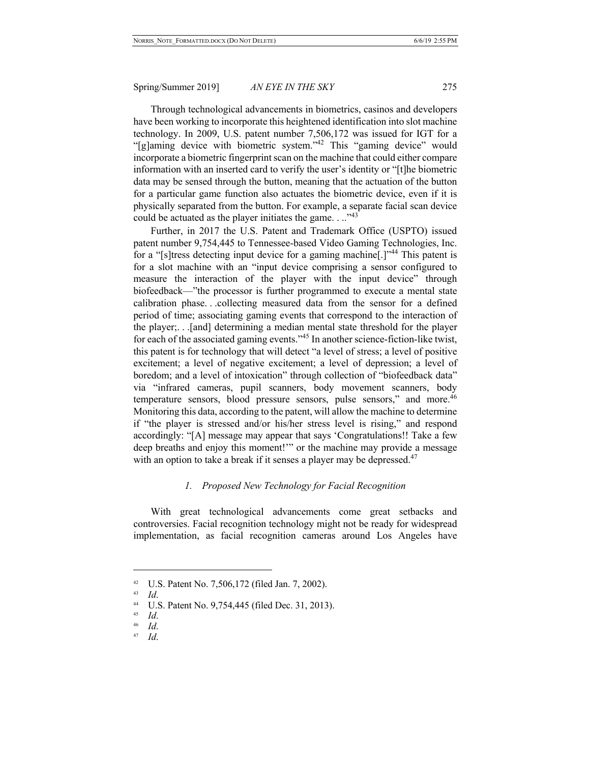Through technological advancements in biometrics, casinos and developers have been working to incorporate this heightened identification into slot machine technology. In 2009, U.S. patent number 7,506,172 was issued for IGT for a "[g]aming device with biometric system."[42] This "gaming device" would incorporate a biometric fingerprint scan on the machine that could either compare information with an inserted card to verify the user's identity or "[t]he biometric data may be sensed through the button, meaning that the actuation of the button for a particular game function also actuates the biometric device, even if it is physically separated from the button. For example, a separate facial scan device could be actuated as the player initiates the game. . .."[43]

Further, in 2017 the U.S. Patent and Trademark Office (USPTO) issued patent number 9,754,445 to Tennessee-based Video Gaming Technologies, Inc. for a "[s]tress detecting input device for a gaming machine[.]"[44] This patent is for a slot machine with an "input device comprising a sensor configured to measure the interaction of the player with the input device" through biofeedback—"the processor is further programmed to execute a mental state calibration phase. . .collecting measured data from the sensor for a defined period of time; associating gaming events that correspond to the interaction of the player;. . .[and] determining a median mental state threshold for the player for each of the associated gaming events."[45] In another science-fiction-like twist, this patent is for technology that will detect "a level of stress; a level of positive excitement; a level of negative excitement; a level of depression; a level of boredom; and a level of intoxication" through collection of "biofeedback data" via "infrared cameras, pupil scanners, body movement scanners, body temperature sensors, blood pressure sensors, pulse sensors," and more.[46] Monitoring this data, according to the patent, will allow the machine to determine if "the player is stressed and/or his/her stress level is rising," and respond accordingly: "[A] message may appear that says 'Congratulations!! Take a few deep breaths and enjoy this moment!'" or the machine may provide a message with an option to take a break if it senses a player may be depressed.[47]

### *1. Proposed New Technology for Facial Recognition*

With great technological advancements come great setbacks and controversies. Facial recognition technology might not be ready for widespread implementation, as facial recognition cameras around Los Angeles have

---

[42] U.S. Patent No. 7,506,172 (filed Jan. 7, 2002).

[43] *Id*.

[44] U.S. Patent No. 9,754,445 (filed Dec. 31, 2013).

[45] *Id*.

[46] *Id*.

[47] *Id*.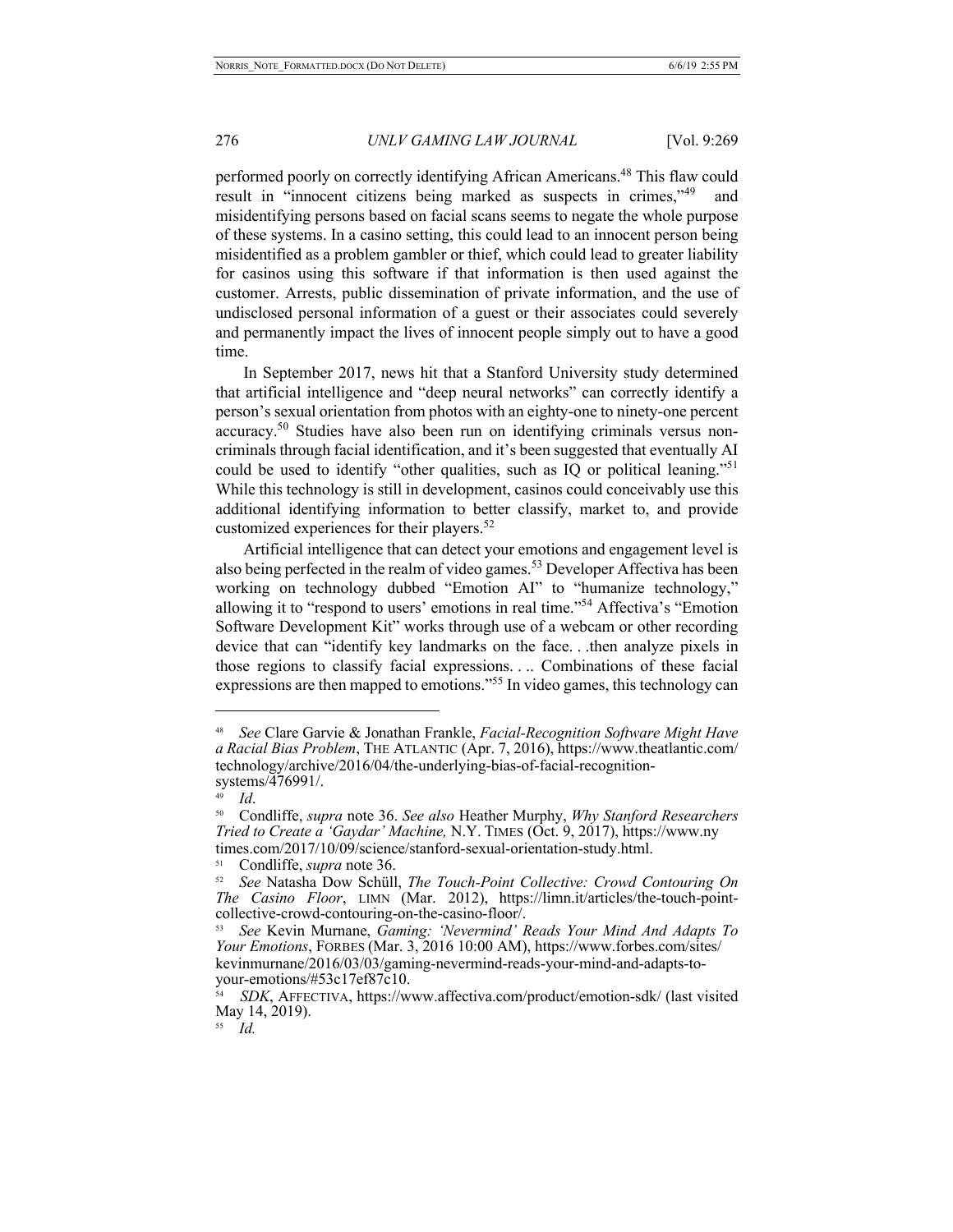performed poorly on correctly identifying African Americans.[48] This flaw could result in "innocent citizens being marked as suspects in crimes,"[49] and misidentifying persons based on facial scans seems to negate the whole purpose of these systems. In a casino setting, this could lead to an innocent person being misidentified as a problem gambler or thief, which could lead to greater liability for casinos using this software if that information is then used against the customer. Arrests, public dissemination of private information, and the use of undisclosed personal information of a guest or their associates could severely and permanently impact the lives of innocent people simply out to have a good time.

In September 2017, news hit that a Stanford University study determined that artificial intelligence and "deep neural networks" can correctly identify a person's sexual orientation from photos with an eighty-one to ninety-one percent accuracy.[50] Studies have also been run on identifying criminals versus non-criminals through facial identification, and it's been suggested that eventually AI could be used to identify "other qualities, such as IQ or political leaning."[51] While this technology is still in development, casinos could conceivably use this additional identifying information to better classify, market to, and provide customized experiences for their players.[52]

Artificial intelligence that can detect your emotions and engagement level is also being perfected in the realm of video games.[53] Developer Affectiva has been working on technology dubbed "Emotion AI" to "humanize technology," allowing it to "respond to users' emotions in real time."[54] Affectiva's "Emotion Software Development Kit" works through use of a webcam or other recording device that can "identify key landmarks on the face. . .then analyze pixels in those regions to classify facial expressions. . .. Combinations of these facial expressions are then mapped to emotions."[55] In video games, this technology can

---

[48] *See* Clare Garvie & Jonathan Frankle, *Facial-Recognition Software Might Have a Racial Bias Problem*, THE ATLANTIC (Apr. 7, 2016), https://www.theatlantic.com/technology/archive/2016/04/the-underlying-bias-of-facial-recognition-systems/476991/.

[49] *Id*.

[50] Condliffe, *supra* note 36. *See also* Heather Murphy, *Why Stanford Researchers Tried to Create a 'Gaydar' Machine,* N.Y. TIMES (Oct. 9, 2017), https://www.nytimes.com/2017/10/09/science/stanford-sexual-orientation-study.html.

[51] Condliffe, *supra* note 36.

[52] *See* Natasha Dow Schüll, *The Touch-Point Collective: Crowd Contouring On The Casino Floor*, LIMN (Mar. 2012), https://limn.it/articles/the-touch-point-collective-crowd-contouring-on-the-casino-floor/.

[53] *See* Kevin Murnane, *Gaming: 'Nevermind' Reads Your Mind And Adapts To Your Emotions*, FORBES (Mar. 3, 2016 10:00 AM), https://www.forbes.com/sites/kevinmurnane/2016/03/03/gaming-nevermind-reads-your-mind-and-adapts-to-your-emotions/#53c17ef87c10.

[54] *SDK*, AFFECTIVA, https://www.affectiva.com/product/emotion-sdk/ (last visited May 14, 2019).

[55] *Id.*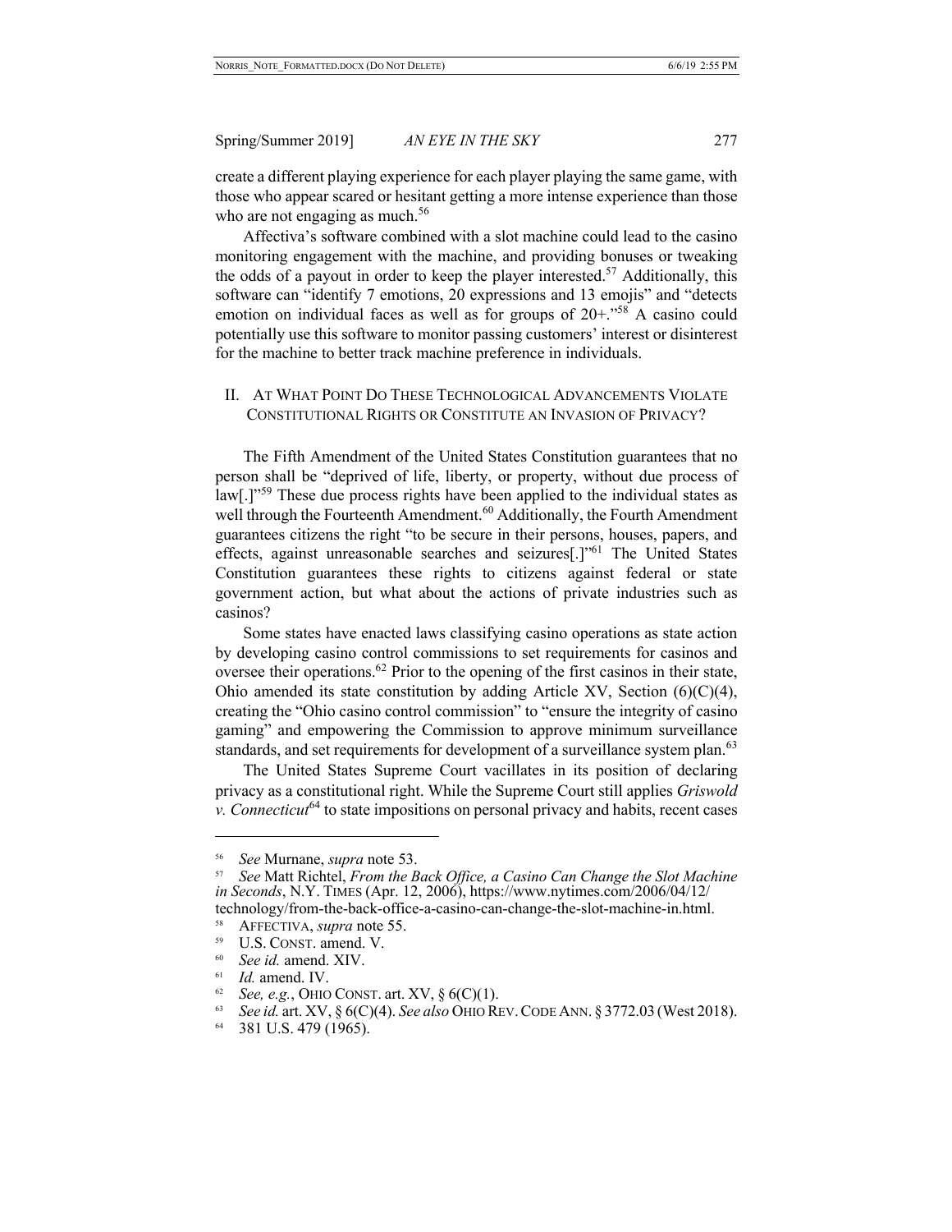create a different playing experience for each player playing the same game, with those who appear scared or hesitant getting a more intense experience than those who are not engaging as much.[56]

Affectiva's software combined with a slot machine could lead to the casino monitoring engagement with the machine, and providing bonuses or tweaking the odds of a payout in order to keep the player interested.[57] Additionally, this software can "identify 7 emotions, 20 expressions and 13 emojis" and "detects emotion on individual faces as well as for groups of 20+."[58] A casino could potentially use this software to monitor passing customers' interest or disinterest for the machine to better track machine preference in individuals.

## II. At What Point Do These Technological Advancements Violate Constitutional Rights or Constitute an Invasion of Privacy?

The Fifth Amendment of the United States Constitution guarantees that no person shall be "deprived of life, liberty, or property, without due process of law[.]"[59] These due process rights have been applied to the individual states as well through the Fourteenth Amendment.[60] Additionally, the Fourth Amendment guarantees citizens the right "to be secure in their persons, houses, papers, and effects, against unreasonable searches and seizures[.]"[61] The United States Constitution guarantees these rights to citizens against federal or state government action, but what about the actions of private industries such as casinos?

Some states have enacted laws classifying casino operations as state action by developing casino control commissions to set requirements for casinos and oversee their operations.[62] Prior to the opening of the first casinos in their state, Ohio amended its state constitution by adding Article XV, Section (6)(C)(4), creating the "Ohio casino control commission" to "ensure the integrity of casino gaming" and empowering the Commission to approve minimum surveillance standards, and set requirements for development of a surveillance system plan.[63]

The United States Supreme Court vacillates in its position of declaring privacy as a constitutional right. While the Supreme Court still applies *Griswold v. Connecticut*[64] to state impositions on personal privacy and habits, recent cases

---

[56] *See* Murnane, *supra* note 53.

[57] *See* Matt Richtel, *From the Back Office, a Casino Can Change the Slot Machine in Seconds*, N.Y. Times (Apr. 12, 2006), https://www.nytimes.com/2006/04/12/technology/from-the-back-office-a-casino-can-change-the-slot-machine-in.html.

[58] Affectiva, *supra* note 55.

[59] U.S. Const. amend. V.

[60] *See id.* amend. XIV.

[61] *Id.* amend. IV.

[62] *See, e.g.*, Ohio Const. art. XV, § 6(C)(1).

[63] *See id.* art. XV, § 6(C)(4). *See also* Ohio Rev. Code Ann. § 3772.03 (West 2018).

[64] 381 U.S. 479 (1965).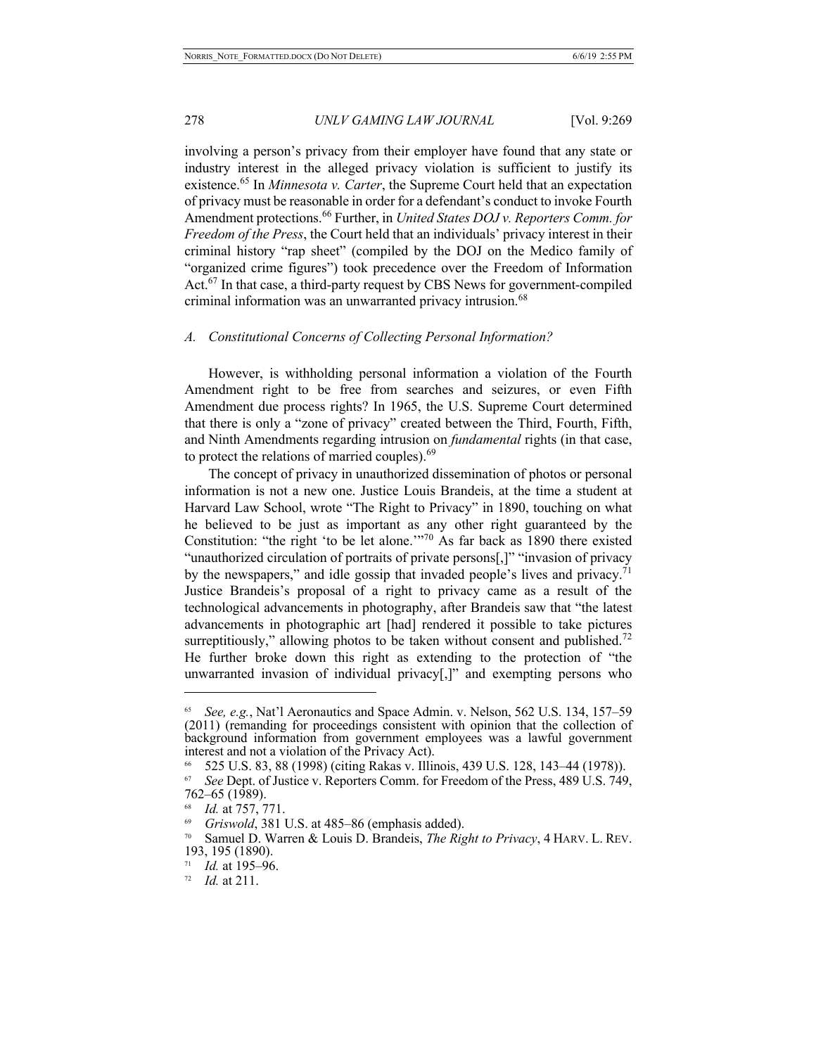involving a person's privacy from their employer have found that any state or industry interest in the alleged privacy violation is sufficient to justify its existence.[65] In *Minnesota v. Carter*, the Supreme Court held that an expectation of privacy must be reasonable in order for a defendant's conduct to invoke Fourth Amendment protections.[66] Further, in *United States DOJ v. Reporters Comm. for Freedom of the Press*, the Court held that an individuals' privacy interest in their criminal history "rap sheet" (compiled by the DOJ on the Medico family of "organized crime figures") took precedence over the Freedom of Information Act.[67] In that case, a third-party request by CBS News for government-compiled criminal information was an unwarranted privacy intrusion.[68]

### *A. Constitutional Concerns of Collecting Personal Information?*

However, is withholding personal information a violation of the Fourth Amendment right to be free from searches and seizures, or even Fifth Amendment due process rights? In 1965, the U.S. Supreme Court determined that there is only a "zone of privacy" created between the Third, Fourth, Fifth, and Ninth Amendments regarding intrusion on *fundamental* rights (in that case, to protect the relations of married couples).[69]

The concept of privacy in unauthorized dissemination of photos or personal information is not a new one. Justice Louis Brandeis, at the time a student at Harvard Law School, wrote "The Right to Privacy" in 1890, touching on what he believed to be just as important as any other right guaranteed by the Constitution: "the right 'to be let alone.'"[70] As far back as 1890 there existed "unauthorized circulation of portraits of private persons[,]" "invasion of privacy by the newspapers," and idle gossip that invaded people's lives and privacy.[71] Justice Brandeis's proposal of a right to privacy came as a result of the technological advancements in photography, after Brandeis saw that "the latest advancements in photographic art [had] rendered it possible to take pictures surreptitiously," allowing photos to be taken without consent and published.[72] He further broke down this right as extending to the protection of "the unwarranted invasion of individual privacy[,]" and exempting persons who

---

[65] *See, e.g.*, Nat'l Aeronautics and Space Admin. v. Nelson, 562 U.S. 134, 157–59 (2011) (remanding for proceedings consistent with opinion that the collection of background information from government employees was a lawful government interest and not a violation of the Privacy Act).

[66] 525 U.S. 83, 88 (1998) (citing Rakas v. Illinois, 439 U.S. 128, 143–44 (1978)).

[67] *See* Dept. of Justice v. Reporters Comm. for Freedom of the Press, 489 U.S. 749, 762–65 (1989).

[68] *Id.* at 757, 771.

[69] *Griswold*, 381 U.S. at 485–86 (emphasis added).

[70] Samuel D. Warren & Louis D. Brandeis, *The Right to Privacy*, 4 HARV. L. REV. 193, 195 (1890).

[71] *Id.* at 195–96.

[72] *Id.* at 211.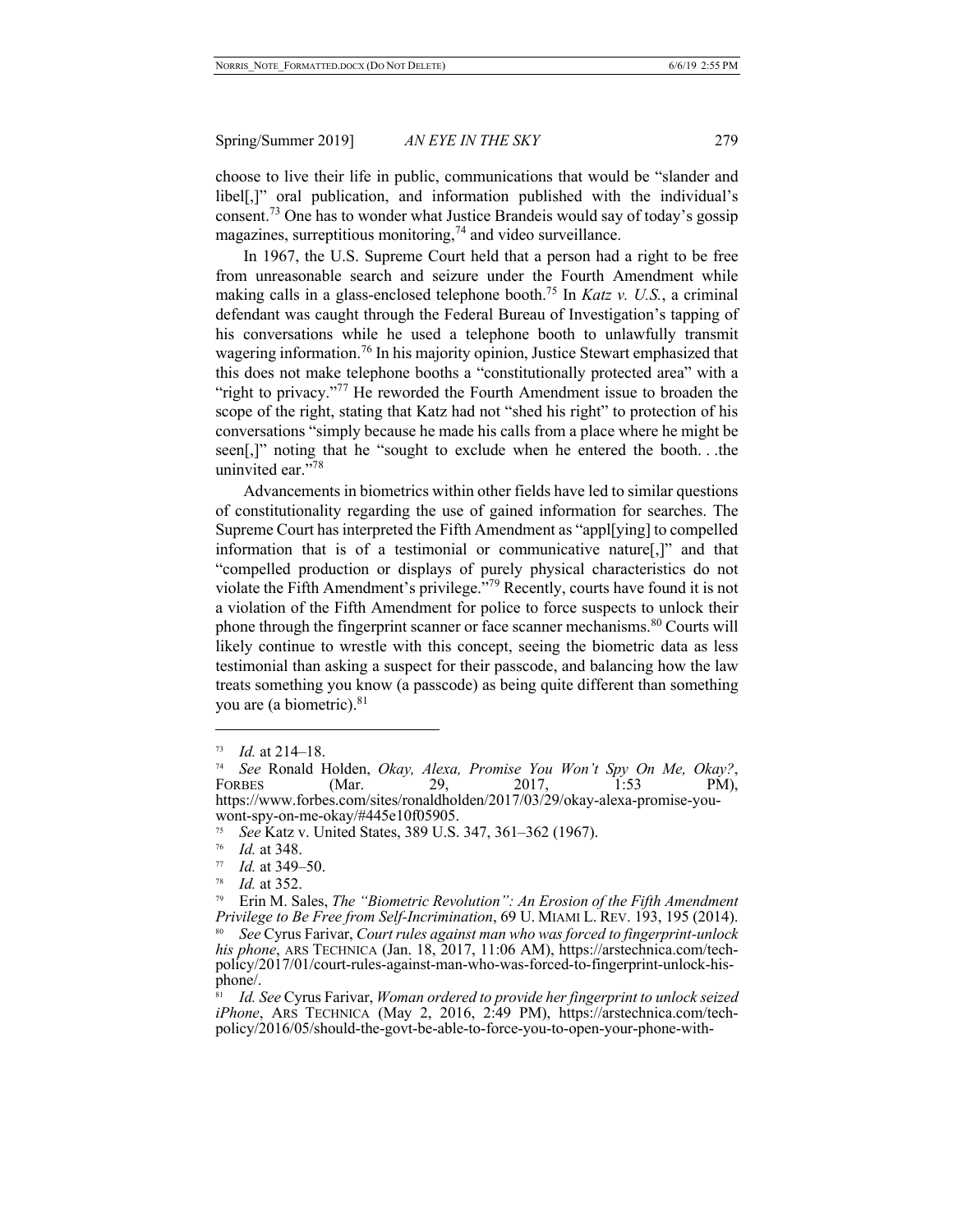choose to live their life in public, communications that would be "slander and libel[,]" oral publication, and information published with the individual's consent.[73] One has to wonder what Justice Brandeis would say of today's gossip magazines, surreptitious monitoring,[74] and video surveillance.

In 1967, the U.S. Supreme Court held that a person had a right to be free from unreasonable search and seizure under the Fourth Amendment while making calls in a glass-enclosed telephone booth.[75] In *Katz v. U.S.*, a criminal defendant was caught through the Federal Bureau of Investigation's tapping of his conversations while he used a telephone booth to unlawfully transmit wagering information.[76] In his majority opinion, Justice Stewart emphasized that this does not make telephone booths a "constitutionally protected area" with a "right to privacy."[77] He reworded the Fourth Amendment issue to broaden the scope of the right, stating that Katz had not "shed his right" to protection of his conversations "simply because he made his calls from a place where he might be seen[,]" noting that he "sought to exclude when he entered the booth. . .the uninvited ear."[78]

Advancements in biometrics within other fields have led to similar questions of constitutionality regarding the use of gained information for searches. The Supreme Court has interpreted the Fifth Amendment as "appl[ying] to compelled information that is of a testimonial or communicative nature[,]" and that "compelled production or displays of purely physical characteristics do not violate the Fifth Amendment's privilege."[79] Recently, courts have found it is not a violation of the Fifth Amendment for police to force suspects to unlock their phone through the fingerprint scanner or face scanner mechanisms.[80] Courts will likely continue to wrestle with this concept, seeing the biometric data as less testimonial than asking a suspect for their passcode, and balancing how the law treats something you know (a passcode) as being quite different than something you are (a biometric).[81]

---

[73] *Id.* at 214–18.

[74] *See* Ronald Holden, *Okay, Alexa, Promise You Won't Spy On Me, Okay?*, FORBES (Mar. 29, 2017, 1:53 PM), https://www.forbes.com/sites/ronaldholden/2017/03/29/okay-alexa-promise-you-wont-spy-on-me-okay/#445e10f05905.

[75] *See* Katz v. United States, 389 U.S. 347, 361–362 (1967).

[76] *Id.* at 348.

[77] *Id.* at 349–50.

[78] *Id.* at 352.

[79] Erin M. Sales, *The "Biometric Revolution": An Erosion of the Fifth Amendment Privilege to Be Free from Self-Incrimination*, 69 U. MIAMI L. REV. 193, 195 (2014).

[80] *See* Cyrus Farivar, *Court rules against man who was forced to fingerprint-unlock his phone*, ARS TECHNICA (Jan. 18, 2017, 11:06 AM), https://arstechnica.com/tech-policy/2017/01/court-rules-against-man-who-was-forced-to-fingerprint-unlock-his-phone/.

[81] *Id. See* Cyrus Farivar, *Woman ordered to provide her fingerprint to unlock seized iPhone*, ARS TECHNICA (May 2, 2016, 2:49 PM), https://arstechnica.com/tech-policy/2016/05/should-the-govt-be-able-to-force-you-to-open-your-phone-with-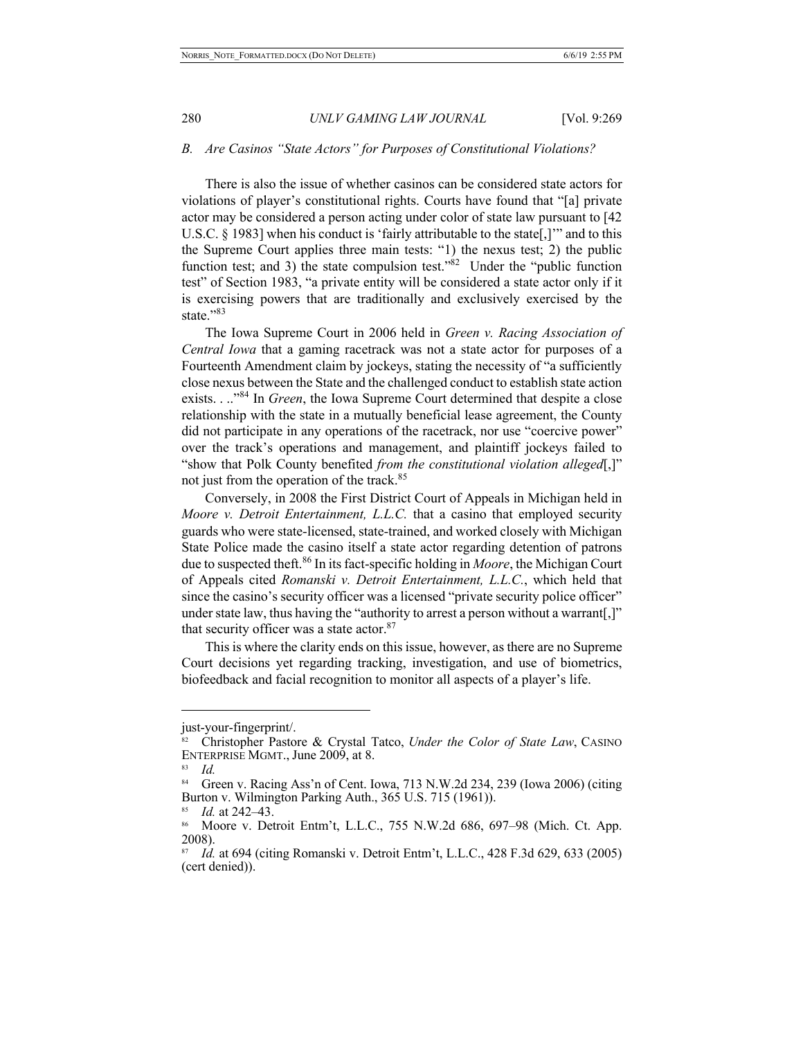### B. *Are Casinos "State Actors" for Purposes of Constitutional Violations?*

There is also the issue of whether casinos can be considered state actors for violations of player's constitutional rights. Courts have found that "[a] private actor may be considered a person acting under color of state law pursuant to [42 U.S.C. § 1983] when his conduct is 'fairly attributable to the state[,]'" and to this the Supreme Court applies three main tests: "1) the nexus test; 2) the public function test; and 3) the state compulsion test."[82] Under the "public function test" of Section 1983, "a private entity will be considered a state actor only if it is exercising powers that are traditionally and exclusively exercised by the state."[83]

The Iowa Supreme Court in 2006 held in *Green v. Racing Association of Central Iowa* that a gaming racetrack was not a state actor for purposes of a Fourteenth Amendment claim by jockeys, stating the necessity of "a sufficiently close nexus between the State and the challenged conduct to establish state action exists. . .."[84] In *Green*, the Iowa Supreme Court determined that despite a close relationship with the state in a mutually beneficial lease agreement, the County did not participate in any operations of the racetrack, nor use "coercive power" over the track's operations and management, and plaintiff jockeys failed to "show that Polk County benefited *from the constitutional violation alleged*[,]" not just from the operation of the track.[85]

Conversely, in 2008 the First District Court of Appeals in Michigan held in *Moore v. Detroit Entertainment, L.L.C.* that a casino that employed security guards who were state-licensed, state-trained, and worked closely with Michigan State Police made the casino itself a state actor regarding detention of patrons due to suspected theft.[86] In its fact-specific holding in *Moore*, the Michigan Court of Appeals cited *Romanski v. Detroit Entertainment, L.L.C.*, which held that since the casino's security officer was a licensed "private security police officer" under state law, thus having the "authority to arrest a person without a warrant[,]" that security officer was a state actor.[87]

This is where the clarity ends on this issue, however, as there are no Supreme Court decisions yet regarding tracking, investigation, and use of biometrics, biofeedback and facial recognition to monitor all aspects of a player's life.

---

just-your-fingerprint/.

[82] Christopher Pastore & Crystal Tatco, *Under the Color of State Law*, CASINO ENTERPRISE MGMT., June 2009, at 8.

[83] *Id.*

[84] Green v. Racing Ass'n of Cent. Iowa, 713 N.W.2d 234, 239 (Iowa 2006) (citing Burton v. Wilmington Parking Auth., 365 U.S. 715 (1961)).

[85] *Id.* at 242–43.

[86] Moore v. Detroit Entm't, L.L.C., 755 N.W.2d 686, 697–98 (Mich. Ct. App. 2008).

[87] *Id.* at 694 (citing Romanski v. Detroit Entm't, L.L.C., 428 F.3d 629, 633 (2005) (cert denied)).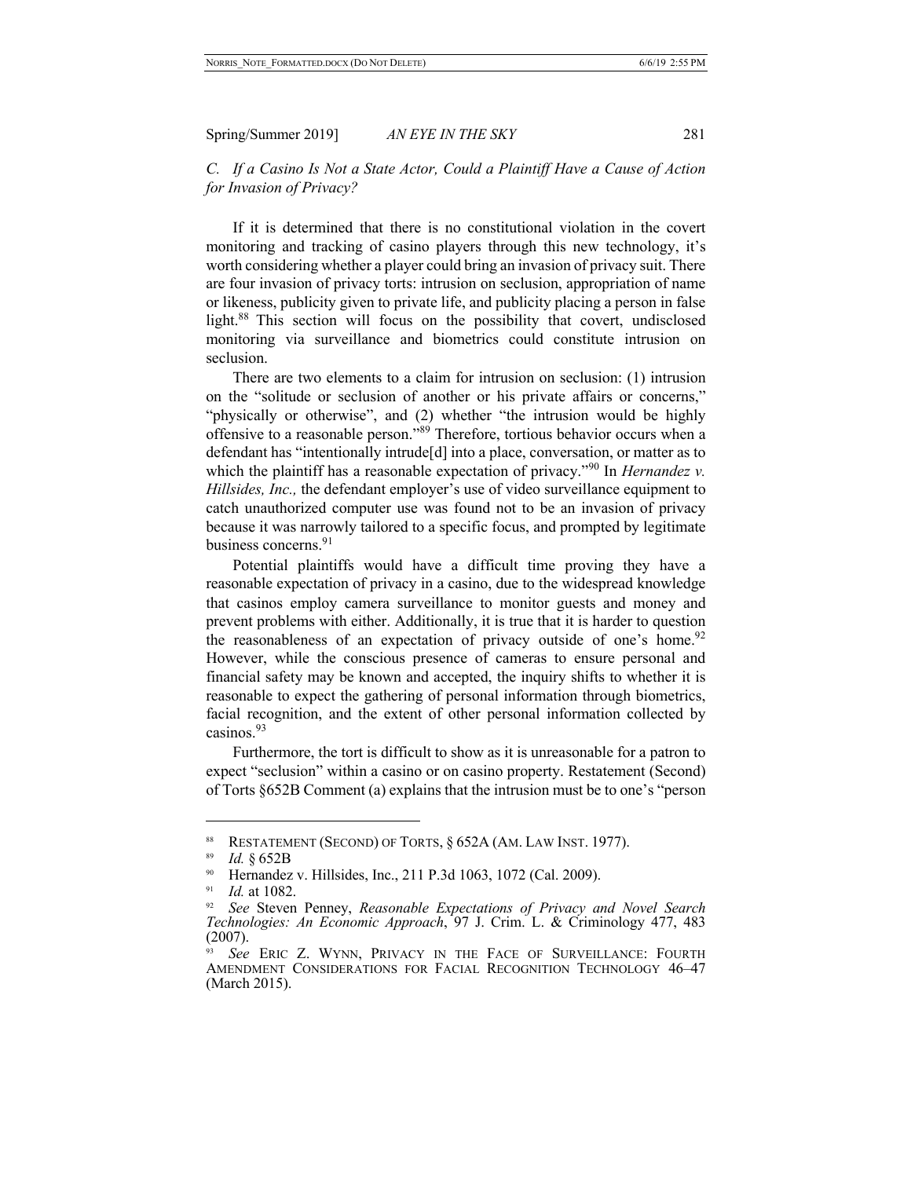### *C. If a Casino Is Not a State Actor, Could a Plaintiff Have a Cause of Action for Invasion of Privacy?*

If it is determined that there is no constitutional violation in the covert monitoring and tracking of casino players through this new technology, it's worth considering whether a player could bring an invasion of privacy suit. There are four invasion of privacy torts: intrusion on seclusion, appropriation of name or likeness, publicity given to private life, and publicity placing a person in false light.[88] This section will focus on the possibility that covert, undisclosed monitoring via surveillance and biometrics could constitute intrusion on seclusion.

There are two elements to a claim for intrusion on seclusion: (1) intrusion on the "solitude or seclusion of another or his private affairs or concerns," "physically or otherwise", and (2) whether "the intrusion would be highly offensive to a reasonable person."[89] Therefore, tortious behavior occurs when a defendant has "intentionally intrude[d] into a place, conversation, or matter as to which the plaintiff has a reasonable expectation of privacy."[90] In *Hernandez v. Hillsides, Inc.,* the defendant employer's use of video surveillance equipment to catch unauthorized computer use was found not to be an invasion of privacy because it was narrowly tailored to a specific focus, and prompted by legitimate business concerns.[91]

Potential plaintiffs would have a difficult time proving they have a reasonable expectation of privacy in a casino, due to the widespread knowledge that casinos employ camera surveillance to monitor guests and money and prevent problems with either. Additionally, it is true that it is harder to question the reasonableness of an expectation of privacy outside of one's home.[92] However, while the conscious presence of cameras to ensure personal and financial safety may be known and accepted, the inquiry shifts to whether it is reasonable to expect the gathering of personal information through biometrics, facial recognition, and the extent of other personal information collected by casinos.[93]

Furthermore, the tort is difficult to show as it is unreasonable for a patron to expect "seclusion" within a casino or on casino property. Restatement (Second) of Torts §652B Comment (a) explains that the intrusion must be to one's "person

---

[88] RESTATEMENT (SECOND) OF TORTS, § 652A (AM. LAW INST. 1977).

[89] *Id.* § 652B

[90] Hernandez v. Hillsides, Inc., 211 P.3d 1063, 1072 (Cal. 2009).

[91] *Id.* at 1082.

[92] *See* Steven Penney, *Reasonable Expectations of Privacy and Novel Search Technologies: An Economic Approach*, 97 J. Crim. L. & Criminology 477, 483 (2007).

[93] *See* ERIC Z. WYNN, PRIVACY IN THE FACE OF SURVEILLANCE: FOURTH AMENDMENT CONSIDERATIONS FOR FACIAL RECOGNITION TECHNOLOGY 46–47 (March 2015).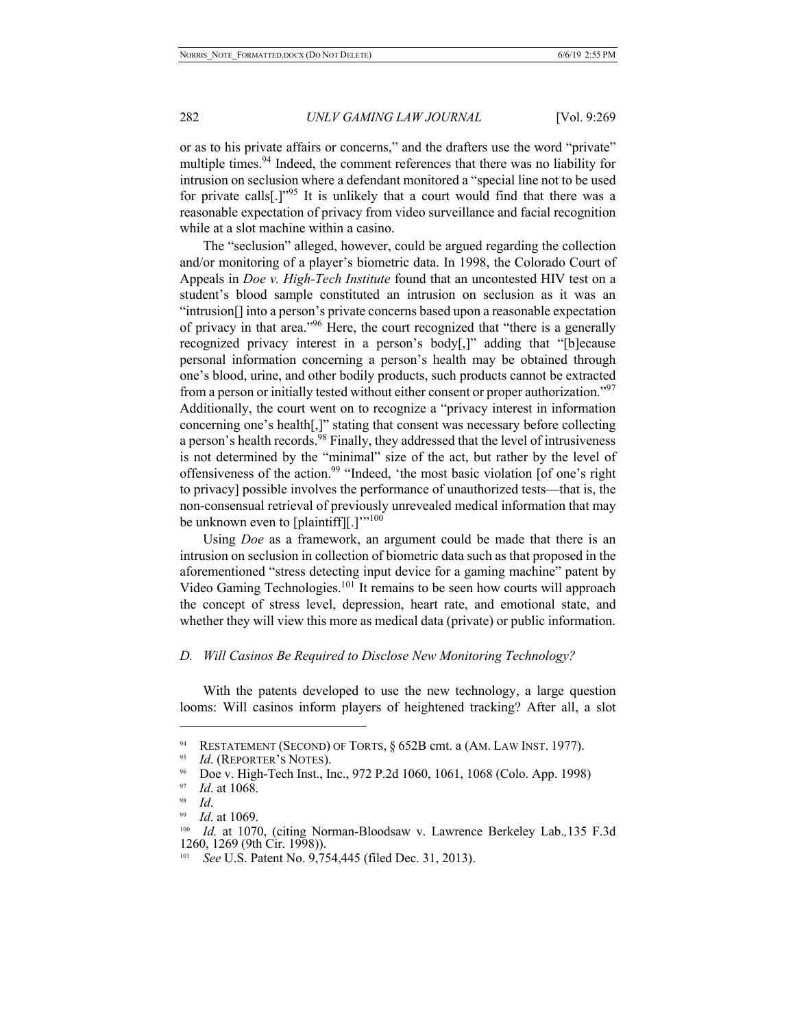or as to his private affairs or concerns," and the drafters use the word "private" multiple times.[94] Indeed, the comment references that there was no liability for intrusion on seclusion where a defendant monitored a "special line not to be used for private calls[.]"[95] It is unlikely that a court would find that there was a reasonable expectation of privacy from video surveillance and facial recognition while at a slot machine within a casino.

The "seclusion" alleged, however, could be argued regarding the collection and/or monitoring of a player's biometric data. In 1998, the Colorado Court of Appeals in *Doe v. High-Tech Institute* found that an uncontested HIV test on a student's blood sample constituted an intrusion on seclusion as it was an "intrusion[] into a person's private concerns based upon a reasonable expectation of privacy in that area."[96] Here, the court recognized that "there is a generally recognized privacy interest in a person's body[,]" adding that "[b]ecause personal information concerning a person's health may be obtained through one's blood, urine, and other bodily products, such products cannot be extracted from a person or initially tested without either consent or proper authorization."[97] Additionally, the court went on to recognize a "privacy interest in information concerning one's health[,]" stating that consent was necessary before collecting a person's health records.[98] Finally, they addressed that the level of intrusiveness is not determined by the "minimal" size of the act, but rather by the level of offensiveness of the action.[99] "Indeed, 'the most basic violation [of one's right to privacy] possible involves the performance of unauthorized tests—that is, the non-consensual retrieval of previously unrevealed medical information that may be unknown even to [plaintiff][.]'"[100]

Using *Doe* as a framework, an argument could be made that there is an intrusion on seclusion in collection of biometric data such as that proposed in the aforementioned "stress detecting input device for a gaming machine" patent by Video Gaming Technologies.[101] It remains to be seen how courts will approach the concept of stress level, depression, heart rate, and emotional state, and whether they will view this more as medical data (private) or public information.

### *D. Will Casinos Be Required to Disclose New Monitoring Technology?*

With the patents developed to use the new technology, a large question looms: Will casinos inform players of heightened tracking? After all, a slot

---

[94] RESTATEMENT (SECOND) OF TORTS, § 652B cmt. a (AM. LAW INST. 1977).

[95] *Id*. (REPORTER'S NOTES).

[96] Doe v. High-Tech Inst., Inc., 972 P.2d 1060, 1061, 1068 (Colo. App. 1998)

[97] *Id*. at 1068.

[98] *Id*.

[99] *Id*. at 1069.

[100] *Id.* at 1070, (citing Norman-Bloodsaw v. Lawrence Berkeley Lab.*,*135 F.3d 1260, 1269 (9th Cir. 1998)).

[101] *See* U.S. Patent No. 9,754,445 (filed Dec. 31, 2013).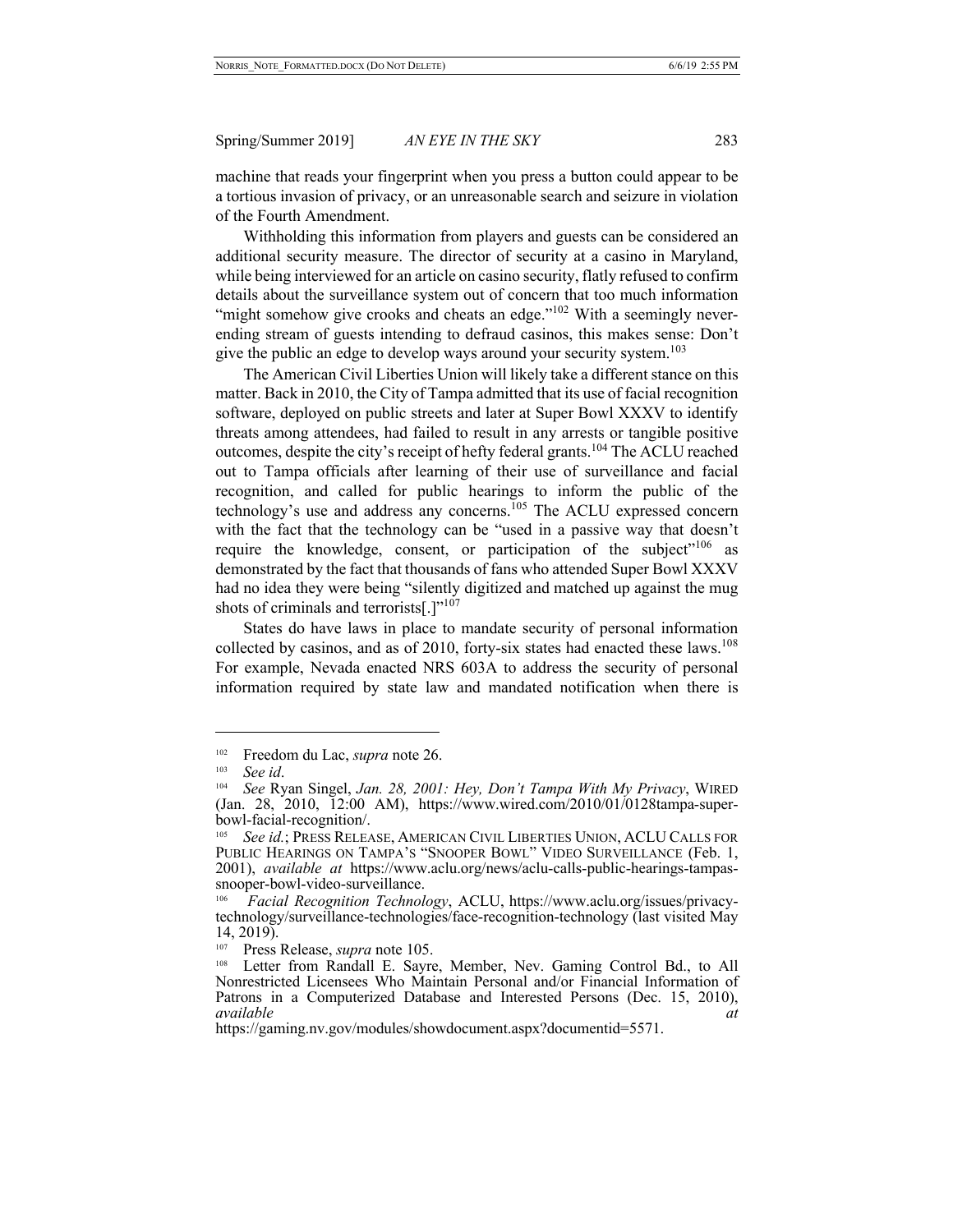machine that reads your fingerprint when you press a button could appear to be a tortious invasion of privacy, or an unreasonable search and seizure in violation of the Fourth Amendment.

Withholding this information from players and guests can be considered an additional security measure. The director of security at a casino in Maryland, while being interviewed for an article on casino security, flatly refused to confirm details about the surveillance system out of concern that too much information "might somehow give crooks and cheats an edge."[102] With a seemingly never-ending stream of guests intending to defraud casinos, this makes sense: Don't give the public an edge to develop ways around your security system.[103]

The American Civil Liberties Union will likely take a different stance on this matter. Back in 2010, the City of Tampa admitted that its use of facial recognition software, deployed on public streets and later at Super Bowl XXXV to identify threats among attendees, had failed to result in any arrests or tangible positive outcomes, despite the city's receipt of hefty federal grants.[104] The ACLU reached out to Tampa officials after learning of their use of surveillance and facial recognition, and called for public hearings to inform the public of the technology's use and address any concerns.[105] The ACLU expressed concern with the fact that the technology can be "used in a passive way that doesn't require the knowledge, consent, or participation of the subject"[106] as demonstrated by the fact that thousands of fans who attended Super Bowl XXXV had no idea they were being "silently digitized and matched up against the mug shots of criminals and terrorists[.]"[107]

States do have laws in place to mandate security of personal information collected by casinos, and as of 2010, forty-six states had enacted these laws.[108] For example, Nevada enacted NRS 603A to address the security of personal information required by state law and mandated notification when there is

---

[102] Freedom du Lac, *supra* note 26.

[103] *See id*.

[104] *See* Ryan Singel, *Jan. 28, 2001: Hey, Don't Tampa With My Privacy*, WIRED (Jan. 28, 2010, 12:00 AM), https://www.wired.com/2010/01/0128tampa-super-bowl-facial-recognition/.

[105] *See id.*; PRESS RELEASE, AMERICAN CIVIL LIBERTIES UNION, ACLU CALLS FOR PUBLIC HEARINGS ON TAMPA'S "SNOOPER BOWL" VIDEO SURVEILLANCE (Feb. 1, 2001), *available at* https://www.aclu.org/news/aclu-calls-public-hearings-tampas-snooper-bowl-video-surveillance.

[106] *Facial Recognition Technology*, ACLU, https://www.aclu.org/issues/privacy-technology/surveillance-technologies/face-recognition-technology (last visited May 14, 2019).

[107] Press Release, *supra* note 105.

[108] Letter from Randall E. Sayre, Member, Nev. Gaming Control Bd., to All Nonrestricted Licensees Who Maintain Personal and/or Financial Information of Patrons in a Computerized Database and Interested Persons (Dec. 15, 2010), *available at* https://gaming.nv.gov/modules/showdocument.aspx?documentid=5571.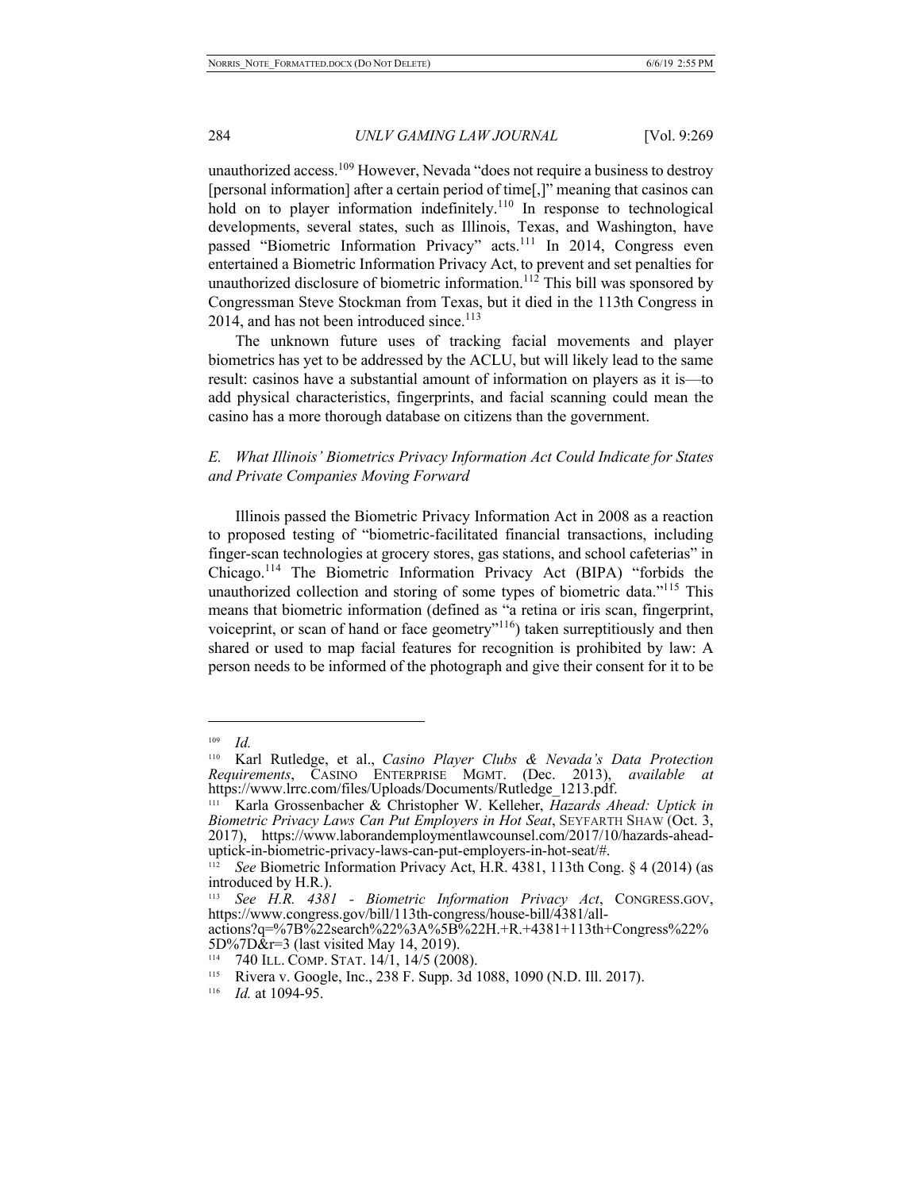unauthorized access.[109] However, Nevada "does not require a business to destroy [personal information] after a certain period of time[,]" meaning that casinos can hold on to player information indefinitely.[110] In response to technological developments, several states, such as Illinois, Texas, and Washington, have passed "Biometric Information Privacy" acts.[111] In 2014, Congress even entertained a Biometric Information Privacy Act, to prevent and set penalties for unauthorized disclosure of biometric information.[112] This bill was sponsored by Congressman Steve Stockman from Texas, but it died in the 113th Congress in 2014, and has not been introduced since.[113]

The unknown future uses of tracking facial movements and player biometrics has yet to be addressed by the ACLU, but will likely lead to the same result: casinos have a substantial amount of information on players as it is—to add physical characteristics, fingerprints, and facial scanning could mean the casino has a more thorough database on citizens than the government.

### *E. What Illinois' Biometrics Privacy Information Act Could Indicate for States and Private Companies Moving Forward*

Illinois passed the Biometric Privacy Information Act in 2008 as a reaction to proposed testing of "biometric-facilitated financial transactions, including finger-scan technologies at grocery stores, gas stations, and school cafeterias" in Chicago.[114] The Biometric Information Privacy Act (BIPA) "forbids the unauthorized collection and storing of some types of biometric data."[115] This means that biometric information (defined as "a retina or iris scan, fingerprint, voiceprint, or scan of hand or face geometry"[116]) taken surreptitiously and then shared or used to map facial features for recognition is prohibited by law: A person needs to be informed of the photograph and give their consent for it to be

---

[109] *Id.*

[110] Karl Rutledge, et al., *Casino Player Clubs & Nevada's Data Protection Requirements*, CASINO ENTERPRISE MGMT. (Dec. 2013), *available at* https://www.lrrc.com/files/Uploads/Documents/Rutledge_1213.pdf.

[111] Karla Grossenbacher & Christopher W. Kelleher, *Hazards Ahead: Uptick in Biometric Privacy Laws Can Put Employers in Hot Seat*, SEYFARTH SHAW (Oct. 3, 2017), https://www.laborandemploymentlawcounsel.com/2017/10/hazards-ahead-uptick-in-biometric-privacy-laws-can-put-employers-in-hot-seat/#.

[112] *See* Biometric Information Privacy Act, H.R. 4381, 113th Cong. § 4 (2014) (as introduced by H.R.).

[113] *See H.R. 4381 - Biometric Information Privacy Act*, CONGRESS.GOV, https://www.congress.gov/bill/113th-congress/house-bill/4381/all-actions?q=%7B%22search%22%3A%5B%22H.+R.+4381+113th+Congress%22%5D%7D&r=3 (last visited May 14, 2019).

[114] 740 ILL. COMP. STAT. 14/1, 14/5 (2008).

[115] Rivera v. Google, Inc., 238 F. Supp. 3d 1088, 1090 (N.D. Ill. 2017).

[116] *Id.* at 1094-95.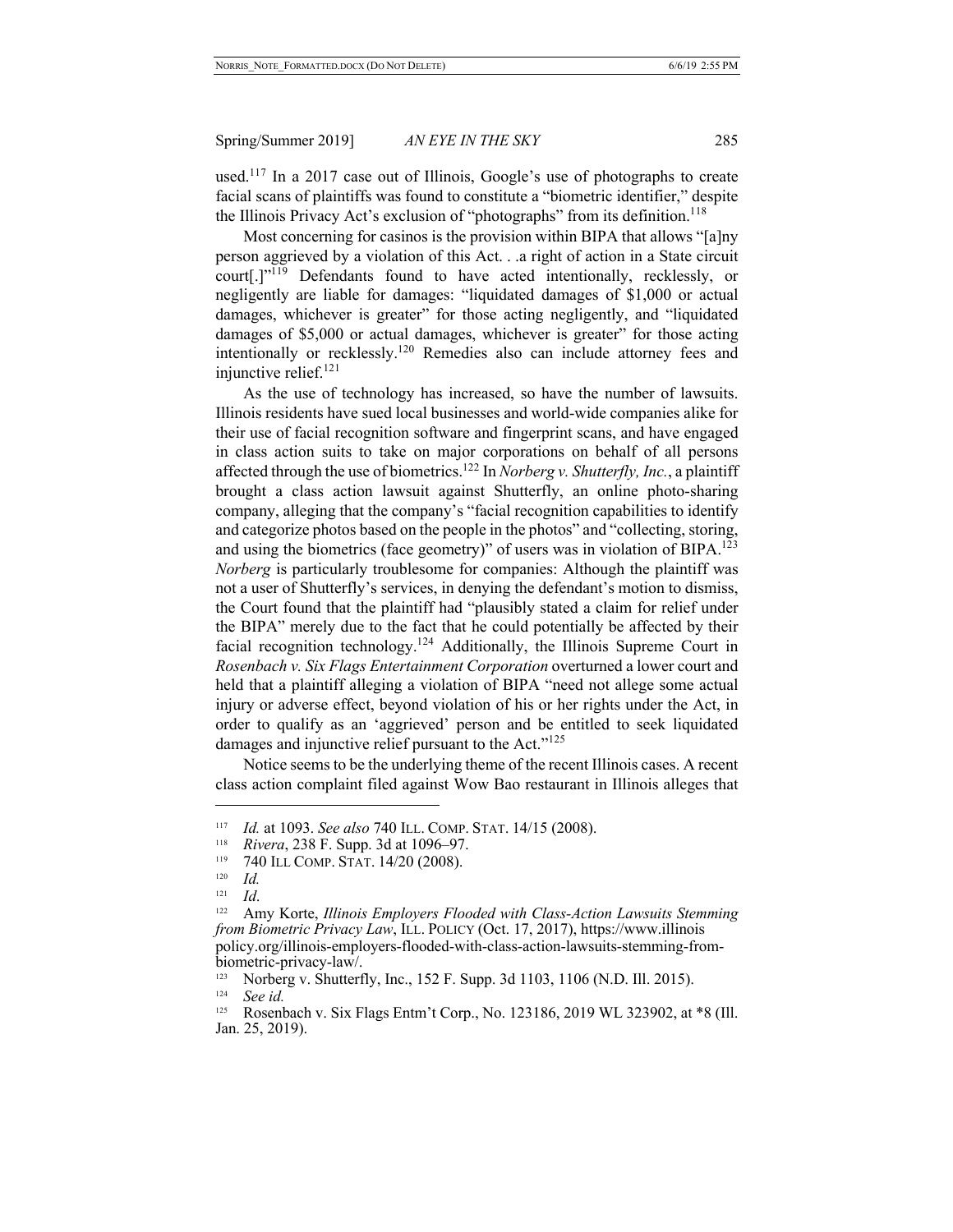used.[117] In a 2017 case out of Illinois, Google's use of photographs to create facial scans of plaintiffs was found to constitute a "biometric identifier," despite the Illinois Privacy Act's exclusion of "photographs" from its definition.[118]

Most concerning for casinos is the provision within BIPA that allows "[a]ny person aggrieved by a violation of this Act. . .a right of action in a State circuit court[.]"[119] Defendants found to have acted intentionally, recklessly, or negligently are liable for damages: "liquidated damages of $1,000 or actual damages, whichever is greater" for those acting negligently, and "liquidated damages of $5,000 or actual damages, whichever is greater" for those acting intentionally or recklessly.[120] Remedies also can include attorney fees and injunctive relief.[121]

As the use of technology has increased, so have the number of lawsuits. Illinois residents have sued local businesses and world-wide companies alike for their use of facial recognition software and fingerprint scans, and have engaged in class action suits to take on major corporations on behalf of all persons affected through the use of biometrics.[122] In *Norberg v. Shutterfly, Inc.*, a plaintiff brought a class action lawsuit against Shutterfly, an online photo-sharing company, alleging that the company's "facial recognition capabilities to identify and categorize photos based on the people in the photos" and "collecting, storing, and using the biometrics (face geometry)" of users was in violation of BIPA.[123] *Norberg* is particularly troublesome for companies: Although the plaintiff was not a user of Shutterfly's services, in denying the defendant's motion to dismiss, the Court found that the plaintiff had "plausibly stated a claim for relief under the BIPA" merely due to the fact that he could potentially be affected by their facial recognition technology.[124] Additionally, the Illinois Supreme Court in *Rosenbach v. Six Flags Entertainment Corporation* overturned a lower court and held that a plaintiff alleging a violation of BIPA "need not allege some actual injury or adverse effect, beyond violation of his or her rights under the Act, in order to qualify as an 'aggrieved' person and be entitled to seek liquidated damages and injunctive relief pursuant to the Act."[125]

Notice seems to be the underlying theme of the recent Illinois cases. A recent class action complaint filed against Wow Bao restaurant in Illinois alleges that

---

[117] *Id.* at 1093. *See also* 740 ILL. COMP. STAT. 14/15 (2008).

[118] *Rivera*, 238 F. Supp. 3d at 1096–97.

[119] 740 ILL COMP. STAT. 14/20 (2008).

[120] *Id.*

[121] *Id*.

[122] Amy Korte, *Illinois Employers Flooded with Class-Action Lawsuits Stemming from Biometric Privacy Law*, ILL. POLICY (Oct. 17, 2017), https://www.illinoispolicy.org/illinois-employers-flooded-with-class-action-lawsuits-stemming-from-biometric-privacy-law/.

[123] Norberg v. Shutterfly, Inc., 152 F. Supp. 3d 1103, 1106 (N.D. Ill. 2015).

[124] *See id.*

[125] Rosenbach v. Six Flags Entm't Corp., No. 123186, 2019 WL 323902, at *8 (Ill. Jan. 25, 2019).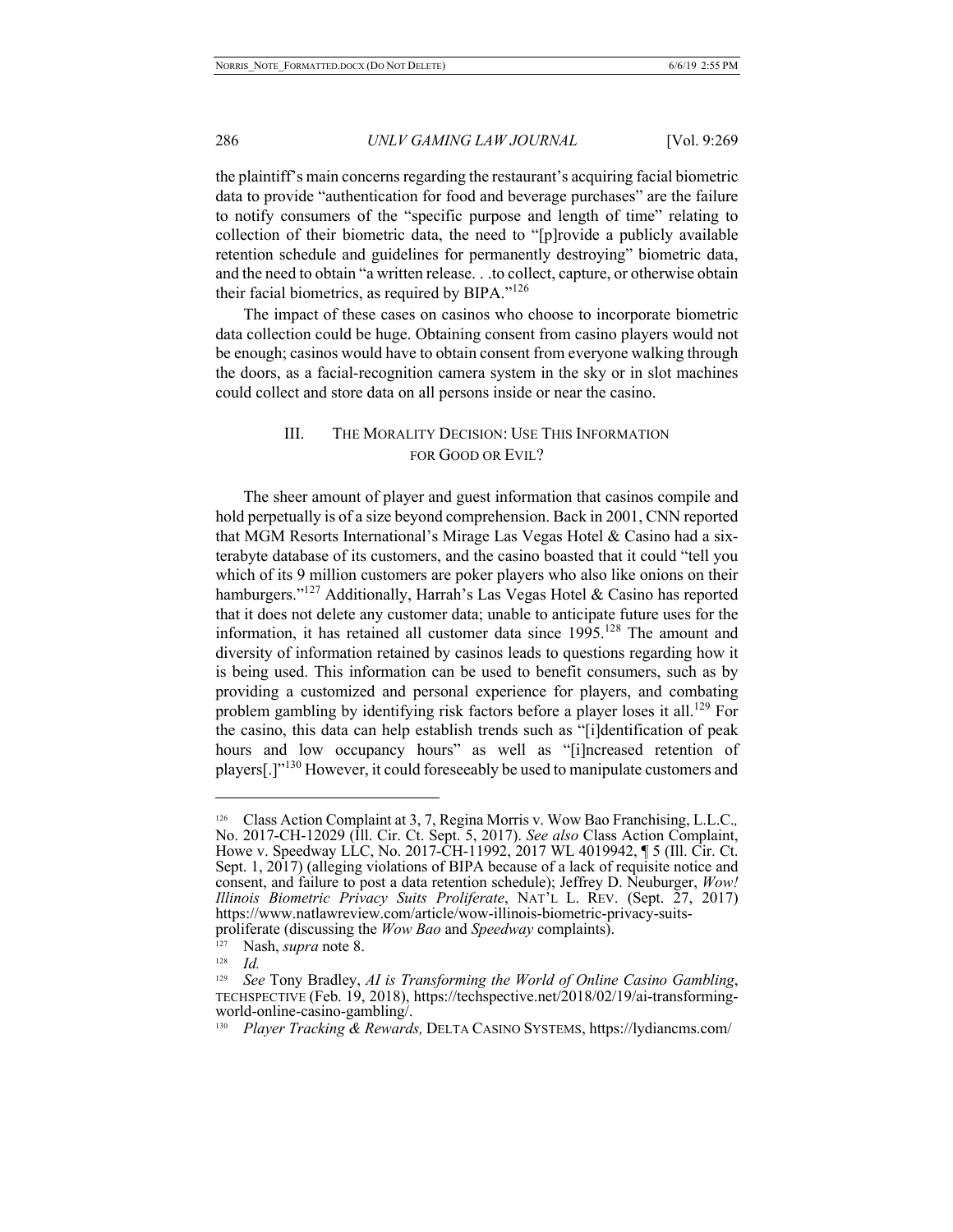the plaintiff's main concerns regarding the restaurant's acquiring facial biometric data to provide "authentication for food and beverage purchases" are the failure to notify consumers of the "specific purpose and length of time" relating to collection of their biometric data, the need to "[p]rovide a publicly available retention schedule and guidelines for permanently destroying" biometric data, and the need to obtain "a written release. . .to collect, capture, or otherwise obtain their facial biometrics, as required by BIPA."[126]

The impact of these cases on casinos who choose to incorporate biometric data collection could be huge. Obtaining consent from casino players would not be enough; casinos would have to obtain consent from everyone walking through the doors, as a facial-recognition camera system in the sky or in slot machines could collect and store data on all persons inside or near the casino.

## III. The Morality Decision: Use This Information for Good or Evil?

The sheer amount of player and guest information that casinos compile and hold perpetually is of a size beyond comprehension. Back in 2001, CNN reported that MGM Resorts International's Mirage Las Vegas Hotel & Casino had a six-terabyte database of its customers, and the casino boasted that it could "tell you which of its 9 million customers are poker players who also like onions on their hamburgers."[127] Additionally, Harrah's Las Vegas Hotel & Casino has reported that it does not delete any customer data; unable to anticipate future uses for the information, it has retained all customer data since 1995.[128] The amount and diversity of information retained by casinos leads to questions regarding how it is being used. This information can be used to benefit consumers, such as by providing a customized and personal experience for players, and combating problem gambling by identifying risk factors before a player loses it all.[129] For the casino, this data can help establish trends such as "[i]dentification of peak hours and low occupancy hours" as well as "[i]ncreased retention of players[.]"[130] However, it could foreseeably be used to manipulate customers and

---

[126] Class Action Complaint at 3, 7, Regina Morris v. Wow Bao Franchising, L.L.C., No. 2017-CH-12029 (Ill. Cir. Ct. Sept. 5, 2017). *See also* Class Action Complaint, Howe v. Speedway LLC, No. 2017-CH-11992, 2017 WL 4019942, ¶ 5 (Ill. Cir. Ct. Sept. 1, 2017) (alleging violations of BIPA because of a lack of requisite notice and consent, and failure to post a data retention schedule); Jeffrey D. Neuburger, *Wow! Illinois Biometric Privacy Suits Proliferate*, NAT'L L. REV. (Sept. 27, 2017) https://www.natlawreview.com/article/wow-illinois-biometric-privacy-suits-proliferate (discussing the *Wow Bao* and *Speedway* complaints).

[127] Nash, *supra* note 8.

[128] *Id.*

[129] *See* Tony Bradley, *AI is Transforming the World of Online Casino Gambling*, TECHSPECTIVE (Feb. 19, 2018), https://techspective.net/2018/02/19/ai-transforming-world-online-casino-gambling/.

[130] *Player Tracking & Rewards,* DELTA CASINO SYSTEMS, https://lydiancms.com/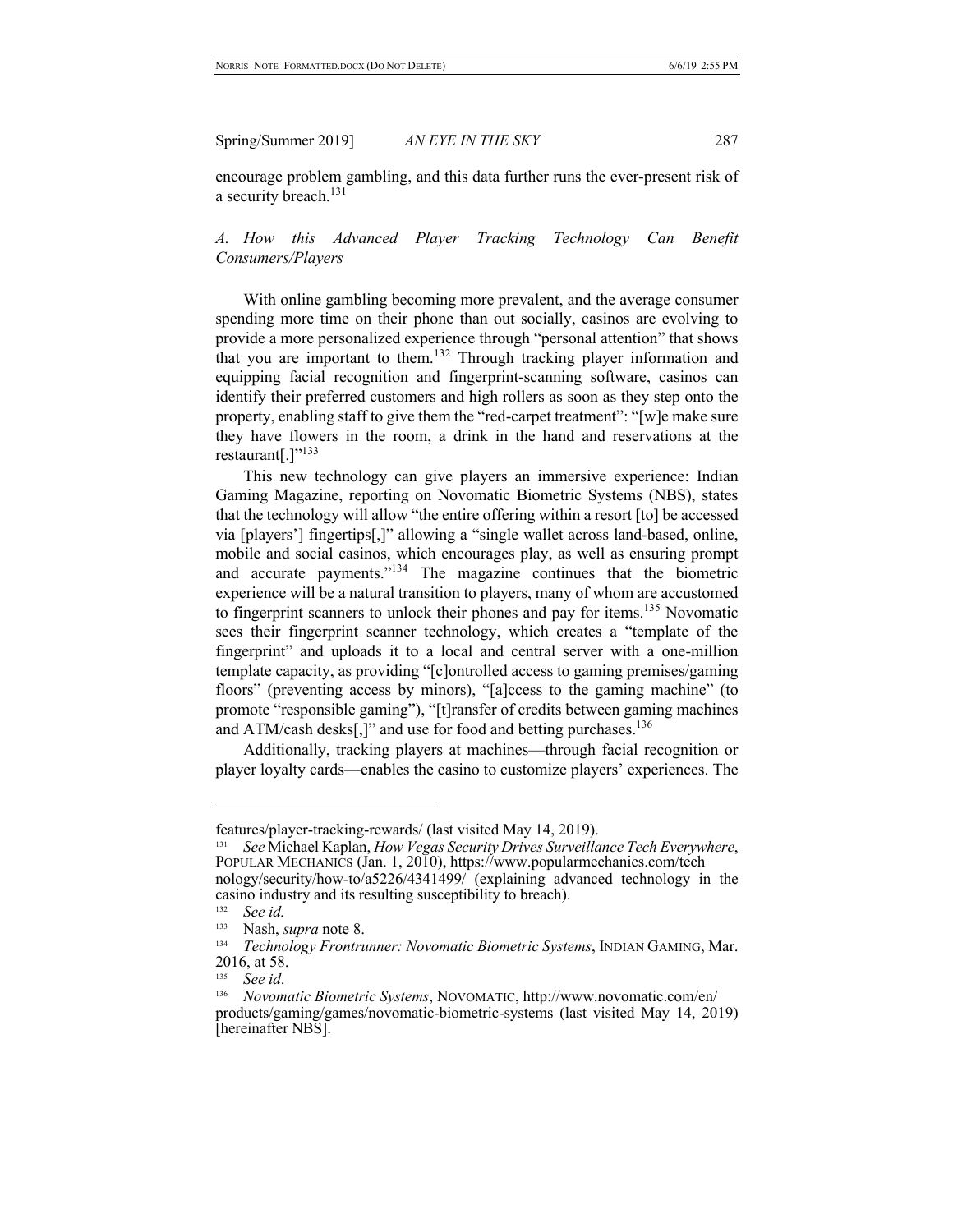encourage problem gambling, and this data further runs the ever-present risk of a security breach.[131]

### *A. How this Advanced Player Tracking Technology Can Benefit Consumers/Players*

With online gambling becoming more prevalent, and the average consumer spending more time on their phone than out socially, casinos are evolving to provide a more personalized experience through "personal attention" that shows that you are important to them.[132] Through tracking player information and equipping facial recognition and fingerprint-scanning software, casinos can identify their preferred customers and high rollers as soon as they step onto the property, enabling staff to give them the "red-carpet treatment": "[w]e make sure they have flowers in the room, a drink in the hand and reservations at the restaurant[.]"[133]

This new technology can give players an immersive experience: Indian Gaming Magazine, reporting on Novomatic Biometric Systems (NBS), states that the technology will allow "the entire offering within a resort [to] be accessed via [players'] fingertips[,]" allowing a "single wallet across land-based, online, mobile and social casinos, which encourages play, as well as ensuring prompt and accurate payments."[134] The magazine continues that the biometric experience will be a natural transition to players, many of whom are accustomed to fingerprint scanners to unlock their phones and pay for items.[135] Novomatic sees their fingerprint scanner technology, which creates a "template of the fingerprint" and uploads it to a local and central server with a one-million template capacity, as providing "[c]ontrolled access to gaming premises/gaming floors" (preventing access by minors), "[a]ccess to the gaming machine" (to promote "responsible gaming"), "[t]ransfer of credits between gaming machines and ATM/cash desks[,]" and use for food and betting purchases.[136]

Additionally, tracking players at machines—through facial recognition or player loyalty cards—enables the casino to customize players' experiences. The

---

features/player-tracking-rewards/ (last visited May 14, 2019).

[131] *See* Michael Kaplan, *How Vegas Security Drives Surveillance Tech Everywhere*, POPULAR MECHANICS (Jan. 1, 2010), https://www.popularmechanics.com/technology/security/how-to/a5226/4341499/ (explaining advanced technology in the casino industry and its resulting susceptibility to breach).

[132] *See id.*

[133] Nash, *supra* note 8.

[134] *Technology Frontrunner: Novomatic Biometric Systems*, INDIAN GAMING, Mar. 2016, at 58.

[135] *See id*.

[136] *Novomatic Biometric Systems*, NOVOMATIC, http://www.novomatic.com/en/products/gaming/games/novomatic-biometric-systems (last visited May 14, 2019) [hereinafter NBS].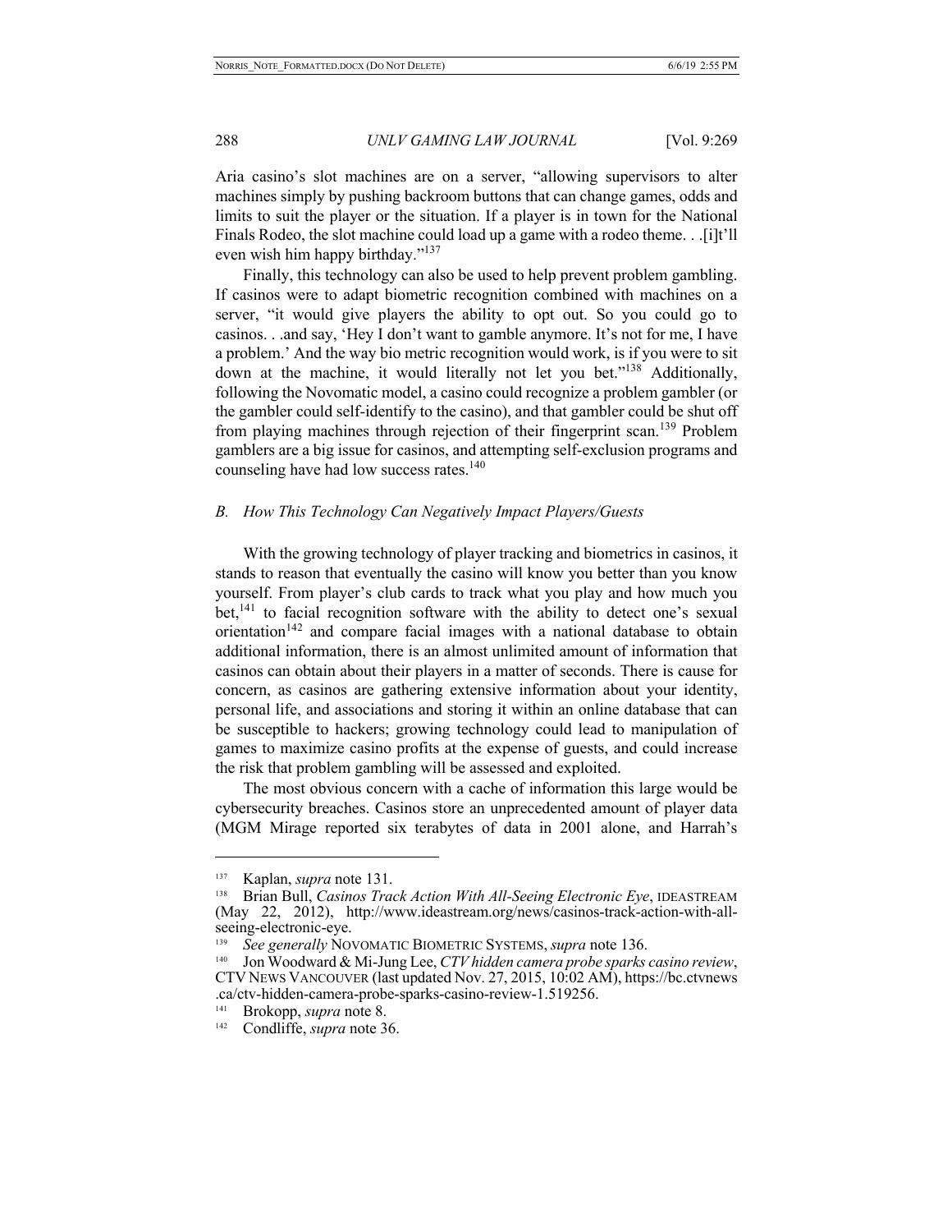Aria casino's slot machines are on a server, "allowing supervisors to alter machines simply by pushing backroom buttons that can change games, odds and limits to suit the player or the situation. If a player is in town for the National Finals Rodeo, the slot machine could load up a game with a rodeo theme. . .[i]t'll even wish him happy birthday."[137]

Finally, this technology can also be used to help prevent problem gambling. If casinos were to adapt biometric recognition combined with machines on a server, "it would give players the ability to opt out. So you could go to casinos. . .and say, 'Hey I don't want to gamble anymore. It's not for me, I have a problem.' And the way bio metric recognition would work, is if you were to sit down at the machine, it would literally not let you bet."[138] Additionally, following the Novomatic model, a casino could recognize a problem gambler (or the gambler could self-identify to the casino), and that gambler could be shut off from playing machines through rejection of their fingerprint scan.[139] Problem gamblers are a big issue for casinos, and attempting self-exclusion programs and counseling have had low success rates.[140]

### *B. How This Technology Can Negatively Impact Players/Guests*

With the growing technology of player tracking and biometrics in casinos, it stands to reason that eventually the casino will know you better than you know yourself. From player's club cards to track what you play and how much you bet,[141] to facial recognition software with the ability to detect one's sexual orientation[142] and compare facial images with a national database to obtain additional information, there is an almost unlimited amount of information that casinos can obtain about their players in a matter of seconds. There is cause for concern, as casinos are gathering extensive information about your identity, personal life, and associations and storing it within an online database that can be susceptible to hackers; growing technology could lead to manipulation of games to maximize casino profits at the expense of guests, and could increase the risk that problem gambling will be assessed and exploited.

The most obvious concern with a cache of information this large would be cybersecurity breaches. Casinos store an unprecedented amount of player data (MGM Mirage reported six terabytes of data in 2001 alone, and Harrah's

---

[137] Kaplan, *supra* note 131.

[138] Brian Bull, *Casinos Track Action With All-Seeing Electronic Eye*, IDEASTREAM (May 22, 2012), http://www.ideastream.org/news/casinos-track-action-with-all-seeing-electronic-eye.

[139] *See generally* NOVOMATIC BIOMETRIC SYSTEMS, *supra* note 136.

[140] Jon Woodward & Mi-Jung Lee, *CTV hidden camera probe sparks casino review*, CTV NEWS VANCOUVER (last updated Nov. 27, 2015, 10:02 AM), https://bc.ctvnews.ca/ctv-hidden-camera-probe-sparks-casino-review-1.519256.

[141] Brokopp, *supra* note 8.

[142] Condliffe, *supra* note 36.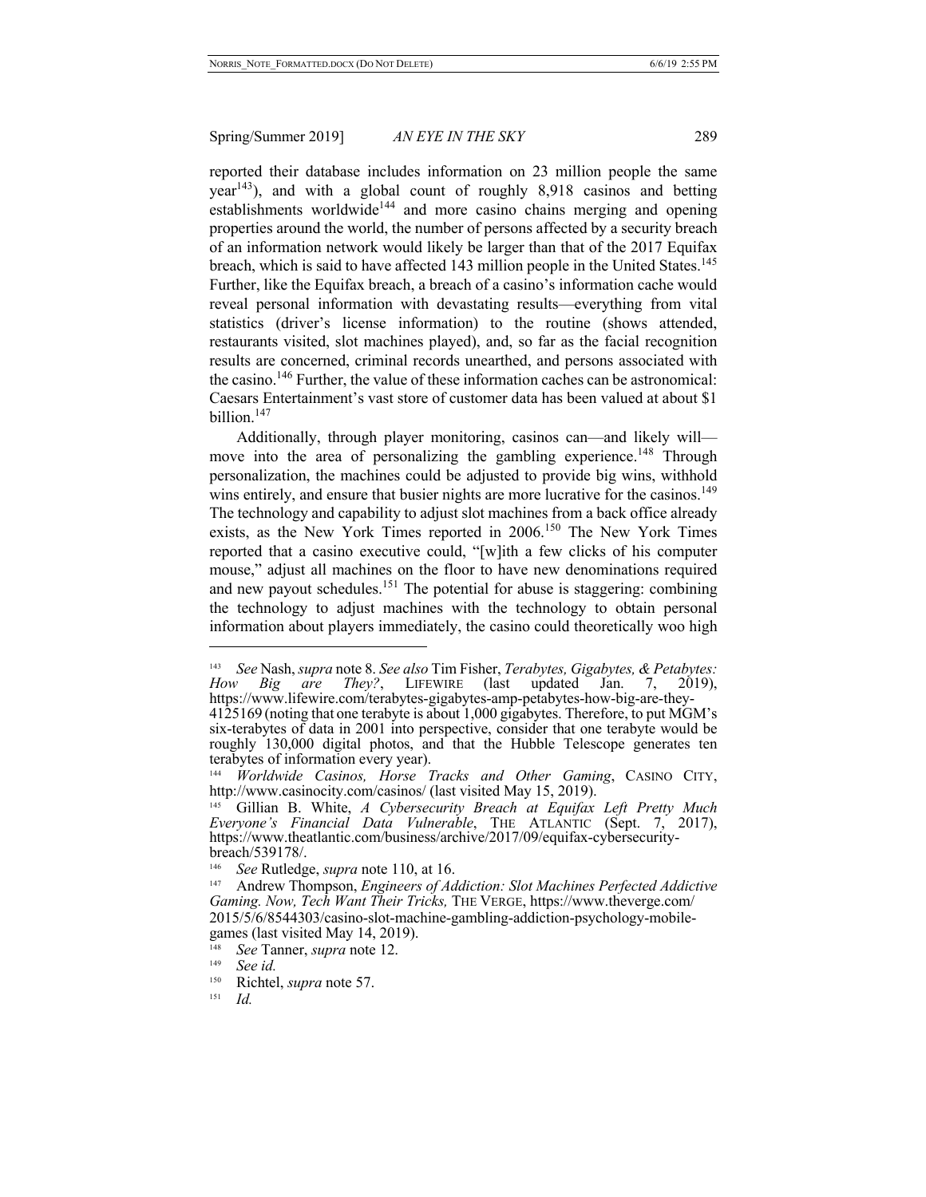reported their database includes information on 23 million people the same year[143]), and with a global count of roughly 8,918 casinos and betting establishments worldwide[144] and more casino chains merging and opening properties around the world, the number of persons affected by a security breach of an information network would likely be larger than that of the 2017 Equifax breach, which is said to have affected 143 million people in the United States.[145] Further, like the Equifax breach, a breach of a casino's information cache would reveal personal information with devastating results—everything from vital statistics (driver's license information) to the routine (shows attended, restaurants visited, slot machines played), and, so far as the facial recognition results are concerned, criminal records unearthed, and persons associated with the casino.[146] Further, the value of these information caches can be astronomical: Caesars Entertainment's vast store of customer data has been valued at about $1 billion.[147]

Additionally, through player monitoring, casinos can—and likely will—move into the area of personalizing the gambling experience.[148] Through personalization, the machines could be adjusted to provide big wins, withhold wins entirely, and ensure that busier nights are more lucrative for the casinos.[149] The technology and capability to adjust slot machines from a back office already exists, as the New York Times reported in 2006.[150] The New York Times reported that a casino executive could, "[w]ith a few clicks of his computer mouse," adjust all machines on the floor to have new denominations required and new payout schedules.[151] The potential for abuse is staggering: combining the technology to adjust machines with the technology to obtain personal information about players immediately, the casino could theoretically woo high

---

[143] *See* Nash, *supra* note 8. *See also* Tim Fisher, *Terabytes, Gigabytes, & Petabytes: How Big are They?*, LIFEWIRE (last updated Jan. 7, 2019), https://www.lifewire.com/terabytes-gigabytes-amp-petabytes-how-big-are-they-4125169 (noting that one terabyte is about 1,000 gigabytes. Therefore, to put MGM's six-terabytes of data in 2001 into perspective, consider that one terabyte would be roughly 130,000 digital photos, and that the Hubble Telescope generates ten terabytes of information every year).

[144] *Worldwide Casinos, Horse Tracks and Other Gaming*, CASINO CITY, http://www.casinocity.com/casinos/ (last visited May 15, 2019).

[145] Gillian B. White, *A Cybersecurity Breach at Equifax Left Pretty Much Everyone's Financial Data Vulnerable*, THE ATLANTIC (Sept. 7, 2017), https://www.theatlantic.com/business/archive/2017/09/equifax-cybersecurity-breach/539178/.

[146] *See* Rutledge, *supra* note 110, at 16.

[147] Andrew Thompson, *Engineers of Addiction: Slot Machines Perfected Addictive Gaming. Now, Tech Want Their Tricks,* THE VERGE, https://www.theverge.com/2015/5/6/8544303/casino-slot-machine-gambling-addiction-psychology-mobile-games (last visited May 14, 2019).

[148] *See* Tanner, *supra* note 12.

[149] *See id.*

[150] Richtel, *supra* note 57.

[151] *Id.*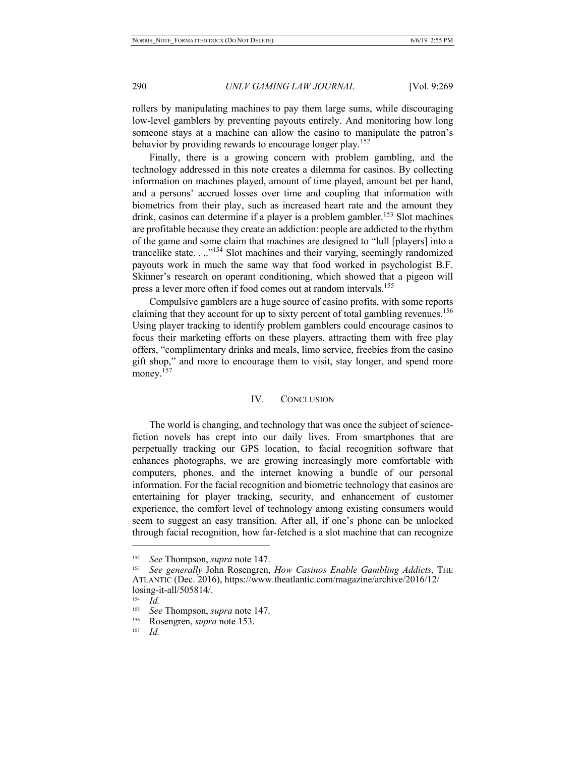rollers by manipulating machines to pay them large sums, while discouraging low-level gamblers by preventing payouts entirely. And monitoring how long someone stays at a machine can allow the casino to manipulate the patron's behavior by providing rewards to encourage longer play.[152]

Finally, there is a growing concern with problem gambling, and the technology addressed in this note creates a dilemma for casinos. By collecting information on machines played, amount of time played, amount bet per hand, and a persons' accrued losses over time and coupling that information with biometrics from their play, such as increased heart rate and the amount they drink, casinos can determine if a player is a problem gambler.[153] Slot machines are profitable because they create an addiction: people are addicted to the rhythm of the game and some claim that machines are designed to "lull [players] into a trancelike state. . .."[154] Slot machines and their varying, seemingly randomized payouts work in much the same way that food worked in psychologist B.F. Skinner's research on operant conditioning, which showed that a pigeon will press a lever more often if food comes out at random intervals.[155]

Compulsive gamblers are a huge source of casino profits, with some reports claiming that they account for up to sixty percent of total gambling revenues.[156] Using player tracking to identify problem gamblers could encourage casinos to focus their marketing efforts on these players, attracting them with free play offers, "complimentary drinks and meals, limo service, freebies from the casino gift shop," and more to encourage them to visit, stay longer, and spend more money.[157]

## IV. Conclusion

The world is changing, and technology that was once the subject of science-fiction novels has crept into our daily lives. From smartphones that are perpetually tracking our GPS location, to facial recognition software that enhances photographs, we are growing increasingly more comfortable with computers, phones, and the internet knowing a bundle of our personal information. For the facial recognition and biometric technology that casinos are entertaining for player tracking, security, and enhancement of customer experience, the comfort level of technology among existing consumers would seem to suggest an easy transition. After all, if one's phone can be unlocked through facial recognition, how far-fetched is a slot machine that can recognize

---

[152] *See* Thompson, *supra* note 147.

[153] *See generally* John Rosengren, *How Casinos Enable Gambling Addicts*, The Atlantic (Dec. 2016), https://www.theatlantic.com/magazine/archive/2016/12/losing-it-all/505814/.

[154] *Id.*

[155] *See* Thompson, *supra* note 147.

[156] Rosengren, *supra* note 153.

[157] *Id.*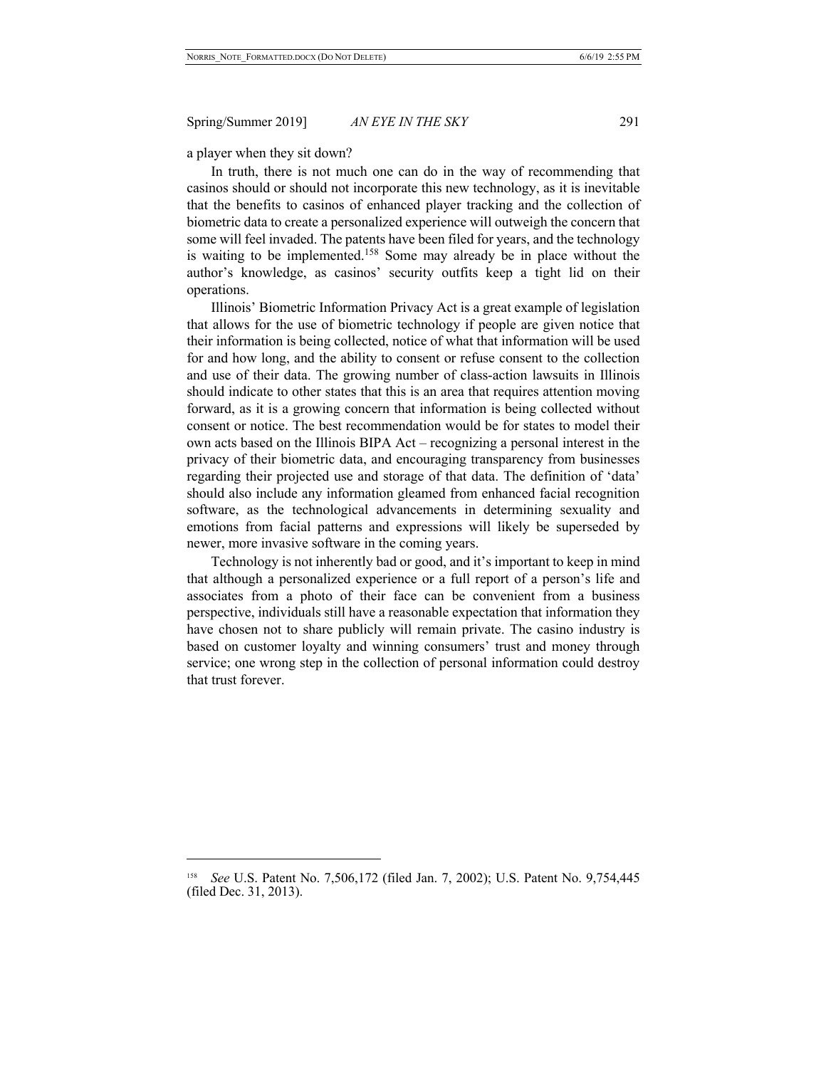a player when they sit down?

In truth, there is not much one can do in the way of recommending that casinos should or should not incorporate this new technology, as it is inevitable that the benefits to casinos of enhanced player tracking and the collection of biometric data to create a personalized experience will outweigh the concern that some will feel invaded. The patents have been filed for years, and the technology is waiting to be implemented.[158] Some may already be in place without the author's knowledge, as casinos' security outfits keep a tight lid on their operations.

Illinois' Biometric Information Privacy Act is a great example of legislation that allows for the use of biometric technology if people are given notice that their information is being collected, notice of what that information will be used for and how long, and the ability to consent or refuse consent to the collection and use of their data. The growing number of class-action lawsuits in Illinois should indicate to other states that this is an area that requires attention moving forward, as it is a growing concern that information is being collected without consent or notice. The best recommendation would be for states to model their own acts based on the Illinois BIPA Act – recognizing a personal interest in the privacy of their biometric data, and encouraging transparency from businesses regarding their projected use and storage of that data. The definition of 'data' should also include any information gleamed from enhanced facial recognition software, as the technological advancements in determining sexuality and emotions from facial patterns and expressions will likely be superseded by newer, more invasive software in the coming years.

Technology is not inherently bad or good, and it's important to keep in mind that although a personalized experience or a full report of a person's life and associates from a photo of their face can be convenient from a business perspective, individuals still have a reasonable expectation that information they have chosen not to share publicly will remain private. The casino industry is based on customer loyalty and winning consumers' trust and money through service; one wrong step in the collection of personal information could destroy that trust forever.

---

[158] *See* U.S. Patent No. 7,506,172 (filed Jan. 7, 2002); U.S. Patent No. 9,754,445 (filed Dec. 31, 2013).